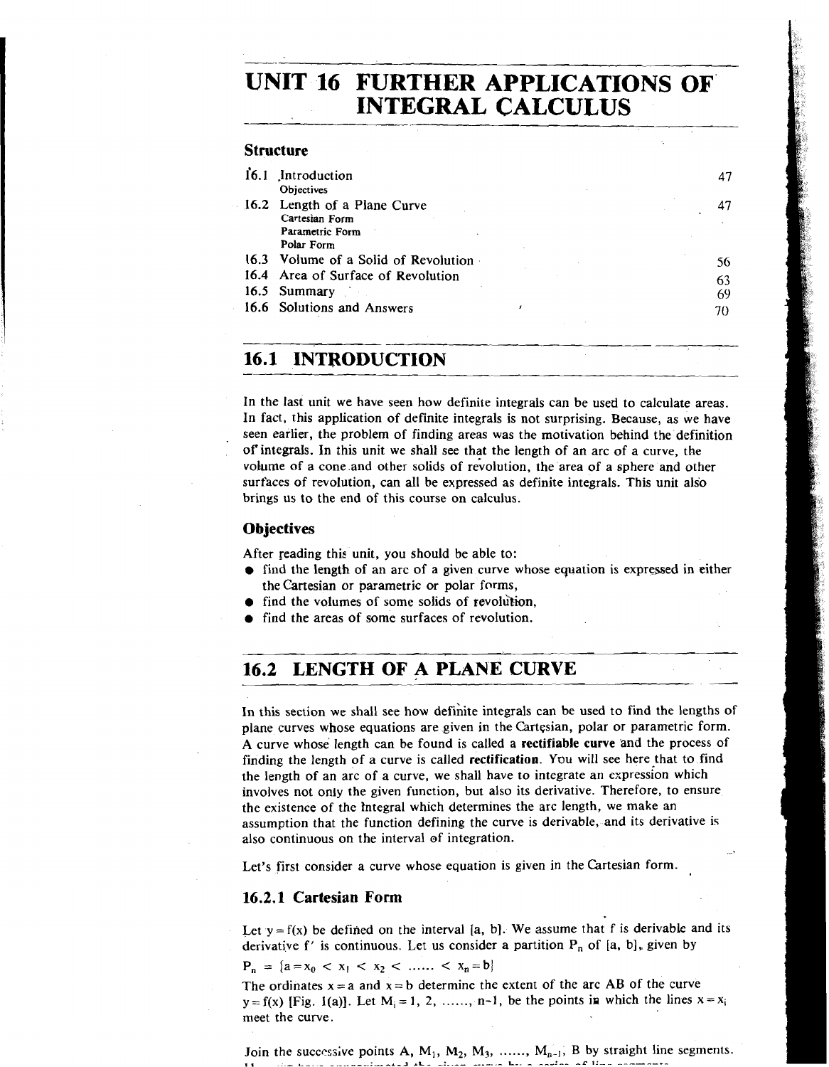# UNIT 16 FURTHER APPLICATIONS OF INTEGRAL CALCULUS

## Structure

| | | |
|---|---|---|
| 16.1 | Introduction<br>Objectives | 47 |
| 16.2 | Length of a Plane Curve<br>Cartesian Form<br>Parametric Form<br>Polar Form | 47 |
| 16.3 | Volume of a Solid of Revolution | 56 |
| 16.4 | Area of Surface of Revolution | 63 |
| 16.5 | Summary | 69 |
| 16.6 | Solutions and Answers | 70 |

## 16.1 INTRODUCTION

In the last unit we have seen how definite integrals can be used to calculate areas. In fact, this application of definite integrals is not surprising. Because, as we have seen earlier, the problem of finding areas was the motivation behind the definition of integrals. In this unit we shall see that the length of an arc of a curve, the volume of a cone and other solids of revolution, the area of a sphere and other surfaces of revolution, can all be expressed as definite integrals. This unit also brings us to the end of this course on calculus.

### Objectives

After reading this unit, you should be able to:

- find the length of an arc of a given curve whose equation is expressed in either the Cartesian or parametric or polar forms,
- find the volumes of some solids of revolution,
- find the areas of some surfaces of revolution.

## 16.2 LENGTH OF A PLANE CURVE

In this section we shall see how definite integrals can be used to find the lengths of plane curves whose equations are given in the Cartesian, polar or parametric form. A curve whose length can be found is called a **rectifiable curve** and the process of finding the length of a curve is called **rectification**. You will see here that to find the length of an arc of a curve, we shall have to integrate an expression which involves not only the given function, but also its derivative. Therefore, to ensure the existence of the integral which determines the arc length, we make an assumption that the function defining the curve is derivable, and its derivative is also continuous on the interval of integration.

Let's first consider a curve whose equation is given in the Cartesian form.

### 16.2.1 Cartesian Form

Let $y = f(x)$ be defined on the interval $[a, b]$. We assume that f is derivable and its derivative $f'$ is continuous. Let us consider a partition $P_n$ of $[a, b]$, given by

$P_n = \{a = x_0 < x_1 < x_2 < \ldots\ldots < x_n = b\}$

The ordinates $x = a$ and $x = b$ determine the extent of the arc AB of the curve $y = f(x)$ [Fig. 1(a)]. Let $M_i = 1, 2, \ldots\ldots, n-1$, be the points in which the lines $x = x_i$ meet the curve.

Join the successive points A, $M_1$, $M_2$, $M_3$, ......, $M_{n-1}$, B by straight line segments.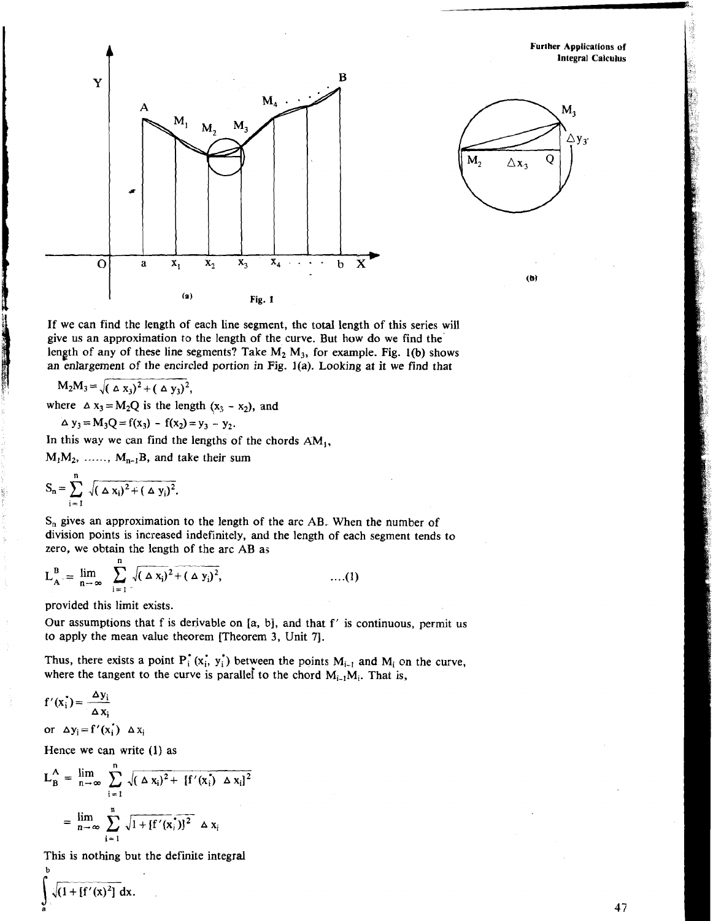(a) Fig. 1 (b)

If we can find the length of each line segment, the total length of this series will give us an approximation to the length of the curve. But how do we find the length of any of these line segments? Take $M_2 M_3$, for example. Fig. 1(b) shows an enlargement of the encircled portion in Fig. 1(a). Looking at it we find that

$$M_2M_3 = \sqrt{(\Delta x_3)^2 + (\Delta y_3)^2},$$

where $\Delta x_3 = M_2Q$ is the length $(x_3 - x_2)$, and

$$\Delta y_3 = M_3Q = f(x_3) - f(x_2) = y_3 - y_2.$$

In this way we can find the lengths of the chords $AM_1$, $M_1M_2$, ......, $M_{n-1}B$, and take their sum

$$S_n = \sum_{i=1}^{n} \sqrt{(\Delta x_i)^2 + (\Delta y_i)^2}.$$

$S_n$ gives an approximation to the length of the arc AB. When the number of division points is increased indefinitely, and the length of each segment tends to zero, we obtain the length of the arc AB as

$$L_A^B = \lim_{n \to \infty} \sum_{i=1}^{n} \sqrt{(\Delta x_i)^2 + (\Delta y_i)^2}, \qquad \text{....(1)}$$

provided this limit exists.

Our assumptions that f is derivable on [a, b], and that $f'$ is continuous, permit us to apply the mean value theorem [Theorem 3, Unit 7].

Thus, there exists a point $P_i^*(x_i^*, y_i^*)$ between the points $M_{i-1}$ and $M_i$ on the curve, where the tangent to the curve is parallel to the chord $M_{i-1}M_i$. That is,

$$f'(x_i^*) = \frac{\Delta y_i}{\Delta x_i}$$

or $\Delta y_i = f'(x_i^*)\ \Delta x_i$

Hence we can write (1) as

$$L_B^A = \lim_{n \to \infty} \sum_{i=1}^{n} \sqrt{(\Delta x_i)^2 + [f'(x_i^*)\ \Delta x_i]^2}$$

$$= \lim_{n \to \infty} \sum_{i=1}^{n} \sqrt{1 + [f'(x_i^*)]^2}\ \Delta x_i$$

This is nothing but the definite integral

$$\int_a^b \sqrt{(1 + [f'(x)^2]}\ dx.$$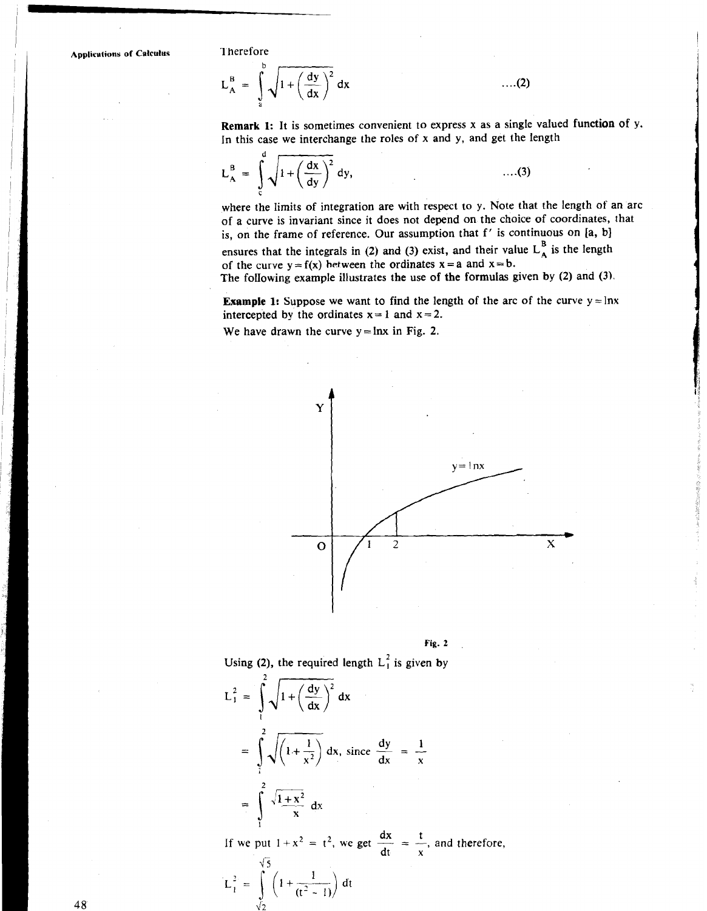Therefore

$$L_A^B = \int_a^b \sqrt{1+\left(\frac{dy}{dx}\right)^2}\, dx \qquad \text{....(2)}$$

**Remark 1:** It is sometimes convenient to express x as a single valued **function** of y. In this case we interchange the roles of x and y, and get the length

$$L_A^B = \int_c^d \sqrt{1+\left(\frac{dx}{dy}\right)^2}\, dy, \qquad \text{....(3)}$$

where the limits of integration are with respect to y. Note that the length of an arc of a curve is invariant since it does not depend on the choice of coordinates, that is, on the frame of reference. Our assumption that $f'$ is continuous on $[a, b]$ ensures that the integrals in (2) and (3) exist, and their value $L_A^B$ is the length of the curve $y = f(x)$ between the ordinates $x = a$ and $x = b$.

The following example illustrates the use of the formulas given by (2) and (3).

**Example 1:** Suppose we want to find the length of the arc of the curve $y = \ln x$ intercepted by the ordinates $x = 1$ and $x = 2$.

We have drawn the curve $y = \ln x$ in Fig. 2.

Fig. 2

Using (2), the required length $L_1^2$ is given by

$$L_1^2 = \int_1^2 \sqrt{1+\left(\frac{dy}{dx}\right)^2}\, dx$$

$$= \int_1^2 \sqrt{\left(1+\frac{1}{x^2}\right)}\, dx, \text{ since } \frac{dy}{dx} = \frac{1}{x}$$

$$= \int_1^2 \frac{\sqrt{1+x^2}}{x}\, dx$$

If we put $1 + x^2 = t^2$, we get $\frac{dx}{dt} = \frac{t}{x}$, and therefore,

$$L_1^2 = \int_{\sqrt{2}}^{\sqrt{5}} \left(1 + \frac{1}{(t^2 - 1)}\right) dt$$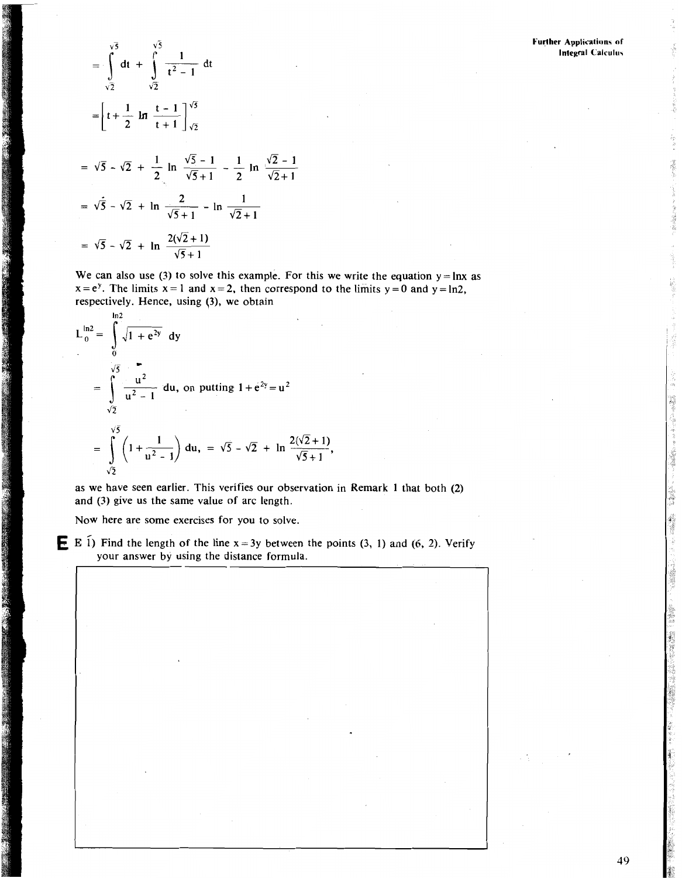$$= \int_{\sqrt{2}}^{\sqrt{5}} dt + \int_{\sqrt{2}}^{\sqrt{5}} \frac{1}{t^2 - 1} dt$$

$$= \left[ t + \frac{1}{2} \ln \frac{t-1}{t+1} \right]_{\sqrt{2}}^{\sqrt{5}}$$

$$= \sqrt{5} - \sqrt{2} + \frac{1}{2} \ln \frac{\sqrt{5}-1}{\sqrt{5}+1} - \frac{1}{2} \ln \frac{\sqrt{2}-1}{\sqrt{2}+1}$$

$$= \sqrt{5} - \sqrt{2} + \ln \frac{2}{\sqrt{5}+1} - \ln \frac{1}{\sqrt{2}+1}$$

$$= \sqrt{5} - \sqrt{2} + \ln \frac{2(\sqrt{2}+1)}{\sqrt{5}+1}$$

We can also use (3) to solve this example. For this we write the equation $y = \ln x$ as $x = e^y$. The limits $x = 1$ and $x = 2$, then correspond to the limits $y = 0$ and $y = \ln 2$, respectively. Hence, using (3), we obtain

$$L_0^{\ln 2} = \int_0^{\ln 2} \sqrt{1 + e^{2y}}\, dy$$

$$= \int_{\sqrt{2}}^{\sqrt{5}} \frac{u^2}{u^2 - 1} du, \text{ on putting } 1 + e^{2y} = u^2$$

$$= \int_{\sqrt{2}}^{\sqrt{5}} \left(1 + \frac{1}{u^2 - 1}\right) du, = \sqrt{5} - \sqrt{2} + \ln \frac{2(\sqrt{2}+1)}{\sqrt{5}+1},$$

as we have seen earlier. This verifies our observation in Remark 1 that both (2) and (3) give us the same value of arc length.

Now here are some exercises for you to solve.

**E 1)** Find the length of the line $x = 3y$ between the points (3, 1) and (6, 2). Verify your answer by using the distance formula.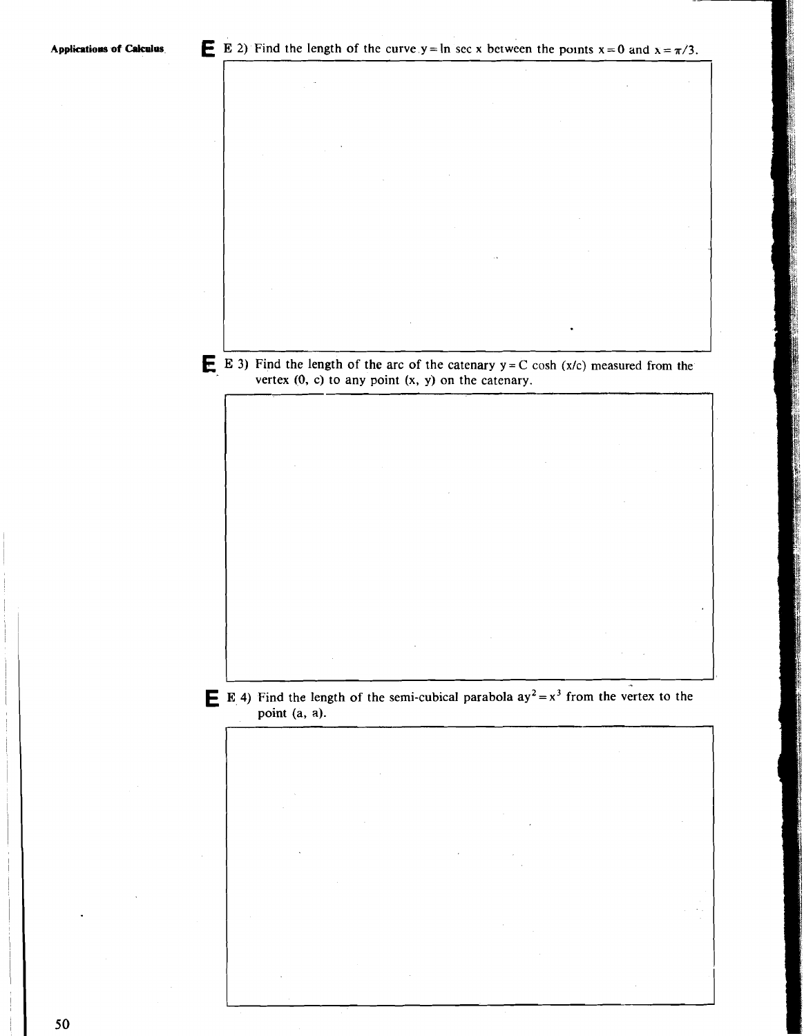E 2) Find the length of the curve $y = \ln \sec x$ between the points $x = 0$ and $x = \pi/3$.

E 3) Find the length of the arc of the catenary $y = C \cosh (x/c)$ measured from the vertex $(0, c)$ to any point $(x, y)$ on the catenary.

E 4) Find the length of the semi-cubical parabola $ay^2 = x^3$ from the vertex to the point $(a, a)$.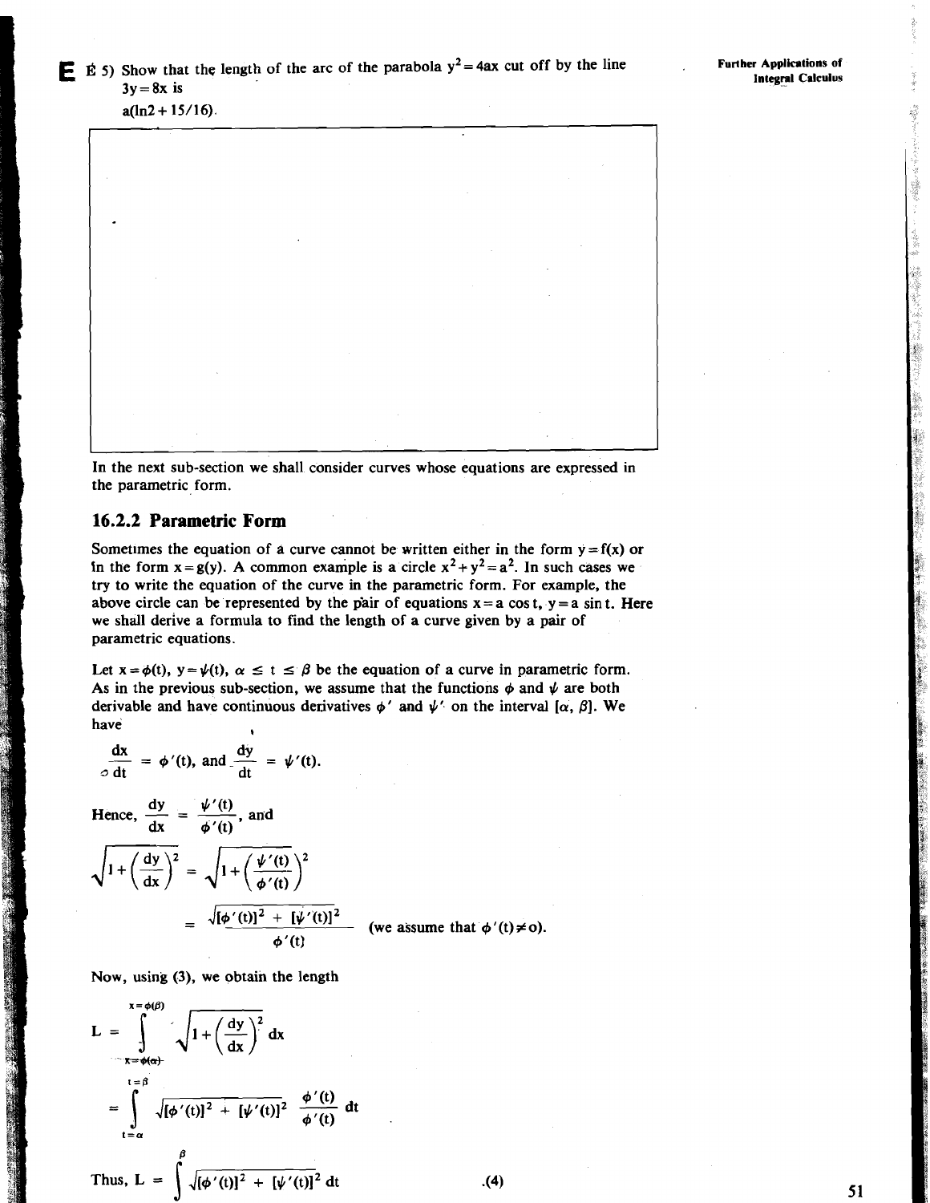**E** E 5) Show that the length of the arc of the parabola $y^2 = 4ax$ cut off by the line $3y = 8x$ is
$a(\ln 2 + 15/16)$.

In the next sub-section we shall consider curves whose equations are expressed in the parametric form.

### 16.2.2 Parametric Form

Sometimes the equation of a curve cannot be written either in the form $y = f(x)$ or in the form $x = g(y)$. A common example is a circle $x^2 + y^2 = a^2$. In such cases we try to write the equation of the curve in the parametric form. For example, the above circle can be represented by the pair of equations $x = a \cos t$, $y = a \sin t$. Here we shall derive a formula to find the length of a curve given by a pair of parametric equations.

Let $x = \phi(t)$, $y = \psi(t)$, $\alpha \leq t \leq \beta$ be the equation of a curve in parametric form. As in the previous sub-section, we assume that the functions $\phi$ and $\psi$ are both derivable and have continuous derivatives $\phi'$ and $\psi'$ on the interval $[\alpha, \beta]$. We have

$$\frac{dx}{dt} = \phi'(t), \text{ and } \frac{dy}{dt} = \psi'(t).$$

Hence, $\dfrac{dy}{dx} = \dfrac{\psi'(t)}{\phi'(t)}$, and

$$\sqrt{1 + \left(\frac{dy}{dx}\right)^2} = \sqrt{1 + \left(\frac{\psi'(t)}{\phi'(t)}\right)^2}$$

$$= \frac{\sqrt{[\phi'(t)]^2 + [\psi'(t)]^2}}{\phi'(t)} \quad \text{(we assume that } \phi'(t) \neq 0\text{).}$$

Now, using (3), we obtain the length

$$L = \int_{x=\phi(\alpha)}^{x=\phi(\beta)} \sqrt{1 + \left(\frac{dy}{dx}\right)^2}\, dx$$

$$= \int_{t=\alpha}^{t=\beta} \sqrt{[\phi'(t)]^2 + [\psi'(t)]^2}\, \frac{\phi'(t)}{\phi'(t)}\, dt$$

Thus, $$L = \int_{\alpha}^{\beta} \sqrt{[\phi'(t)]^2 + [\psi'(t)]^2}\, dt \qquad (4)$$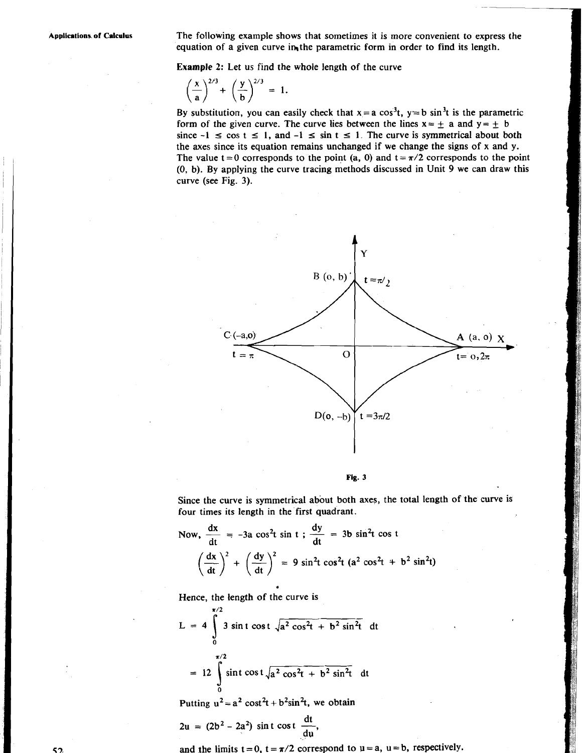The following example shows that sometimes it is more convenient to express the equation of a given curve in the parametric form in order to find its length.

**Example 2:** Let us find the whole length of the curve

$$\left(\frac{x}{a}\right)^{2/3} + \left(\frac{y}{b}\right)^{2/3} = 1.$$

By substitution, you can easily check that $x = a \cos^3 t$, $y = b \sin^3 t$ is the parametric form of the given curve. The curve lies between the lines $x = \pm a$ and $y = \pm b$ since $-1 \leq \cos t \leq 1$, and $-1 \leq \sin t \leq 1$. The curve is symmetrical about both the axes since its equation remains unchanged if we change the signs of x and y. The value $t = 0$ corresponds to the point $(a, 0)$ and $t = \pi/2$ corresponds to the point $(0, b)$. By applying the curve tracing methods discussed in Unit 9 we can draw this curve (see Fig. 3).

Fig. 3

Since the curve is symmetrical about both axes, the total length of the curve is four times its length in the first quadrant.

Now, $\dfrac{dx}{dt} = -3a \cos^2 t \sin t$ ; $\dfrac{dy}{dt} = 3b \sin^2 t \cos t$

$$\left(\frac{dx}{dt}\right)^2 + \left(\frac{dy}{dt}\right)^2 = 9 \sin^2 t \cos^2 t \,(a^2 \cos^2 t + b^2 \sin^2 t)$$

Hence, the length of the curve is

$$L = 4 \int_0^{\pi/2} 3 \sin t \cos t \sqrt{a^2 \cos^2 t + b^2 \sin^2 t} \; dt$$

$$= 12 \int_0^{\pi/2} \sin t \cos t \sqrt{a^2 \cos^2 t + b^2 \sin^2 t} \; dt$$

Putting $u^2 = a^2 \cos^2 t + b^2 \sin^2 t$, we obtain

$$2u = (2b^2 - 2a^2) \sin t \cos t \frac{dt}{du},$$

and the limits $t = 0$, $t = \pi/2$ correspond to $u = a$, $u = b$, respectively.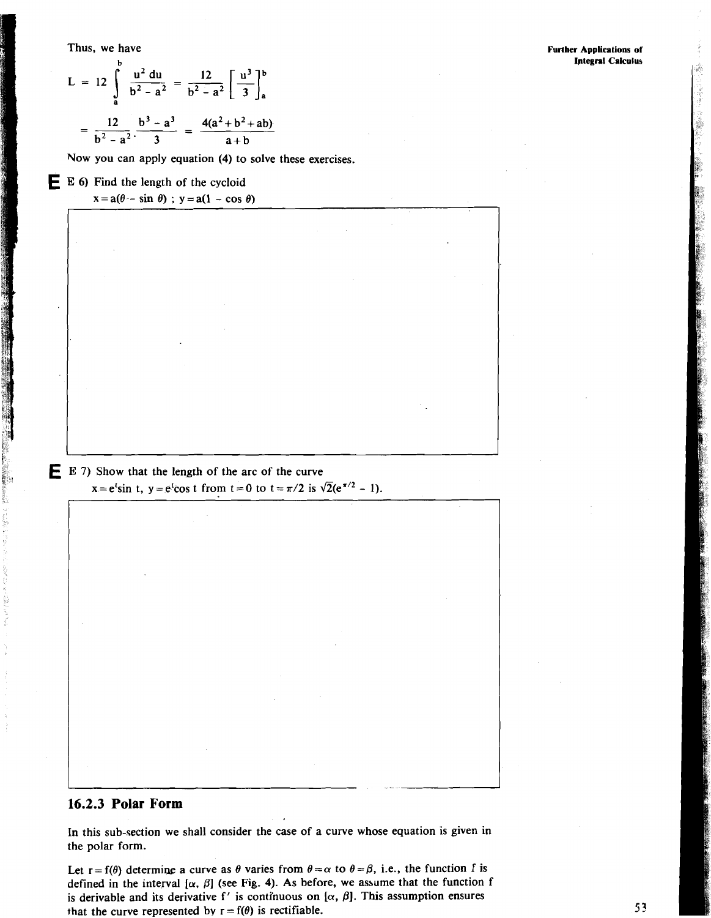Thus, we have

$$L = 12 \int_a^b \frac{u^2\,du}{b^2 - a^2} = \frac{12}{b^2 - a^2}\left[\frac{u^3}{3}\right]_a^b$$

$$= \frac{12}{b^2 - a^2} \cdot \frac{b^3 - a^3}{3} = \frac{4(a^2 + b^2 + ab)}{a + b}$$

Now you can apply equation (4) to solve these exercises.

**E** E 6) Find the length of the cycloid
$x = a(\theta - \sin\theta)$ ; $y = a(1 - \cos\theta)$

**E** E 7) Show that the length of the arc of the curve
$x = e^t \sin t$, $y = e^t \cos t$ from $t = 0$ to $t = \pi/2$ is $\sqrt{2}(e^{\pi/2} - 1)$.

### 16.2.3 Polar Form

In this sub-section we shall consider the case of a curve whose equation is given in the polar form.

Let $r = f(\theta)$ determine a curve as $\theta$ varies from $\theta = \alpha$ to $\theta = \beta$, i.e., the function $f$ is defined in the interval $[\alpha, \beta]$ (see Fig. 4). As before, we assume that the function f is derivable and its derivative $f'$ is continuous on $[\alpha, \beta]$. This assumption ensures that the curve represented by $r = f(\theta)$ is rectifiable.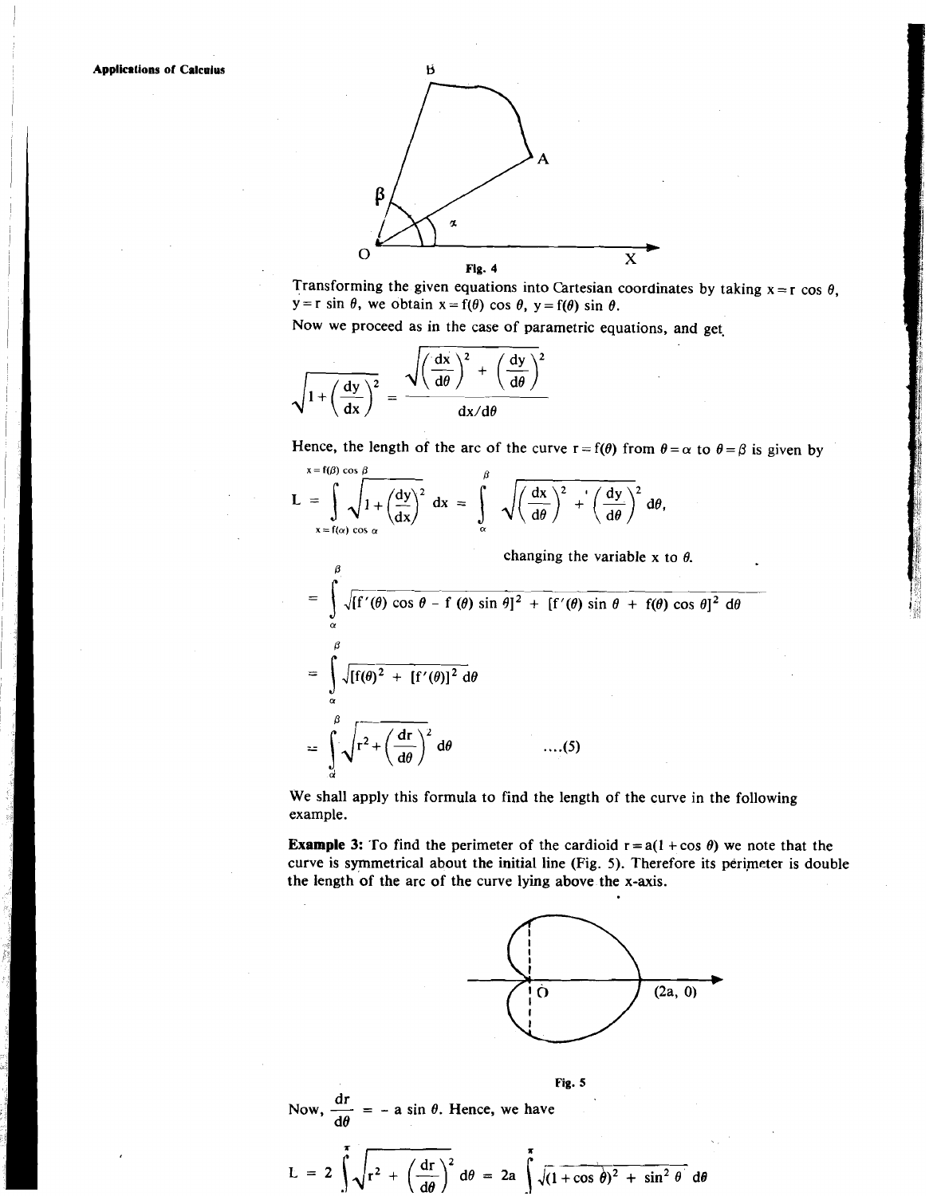Fig. 4

Transforming the given equations into Cartesian coordinates by taking $x = r\cos\theta$, $y = r\sin\theta$, we obtain $x = f(\theta)\cos\theta$, $y = f(\theta)\sin\theta$.

Now we proceed as in the case of parametric equations, and get

$$\sqrt{1+\left(\frac{dy}{dx}\right)^2} = \frac{\sqrt{\left(\frac{dx}{d\theta}\right)^2 + \left(\frac{dy}{d\theta}\right)^2}}{dx/d\theta}$$

Hence, the length of the arc of the curve $r = f(\theta)$ from $\theta = \alpha$ to $\theta = \beta$ is given by

$$L = \int_{x=f(\alpha)\cos\alpha}^{x=f(\beta)\cos\beta} \sqrt{1+\left(\frac{dy}{dx}\right)^2}\, dx = \int_{\alpha}^{\beta} \sqrt{\left(\frac{dx}{d\theta}\right)^2 + \left(\frac{dy}{d\theta}\right)^2}\, d\theta,$$

changing the variable x to $\theta$.

$$= \int_{\alpha}^{\beta} \sqrt{[f'(\theta)\cos\theta - f(\theta)\sin\theta]^2 + [f'(\theta)\sin\theta + f(\theta)\cos\theta]^2}\, d\theta$$

$$= \int_{\alpha}^{\beta} \sqrt{[f(\theta)]^2 + [f'(\theta)]^2}\, d\theta$$

$$= \int_{\alpha}^{\beta} \sqrt{r^2 + \left(\frac{dr}{d\theta}\right)^2}\, d\theta \qquad \ldots.(5)$$

We shall apply this formula to find the length of the curve in the following example.

**Example 3:** To find the perimeter of the cardioid $r = a(1+\cos\theta)$ we note that the curve is symmetrical about the initial line (Fig. 5). Therefore its perimeter is double the length of the arc of the curve lying above the x-axis.

Fig. 5

Now, $\frac{dr}{d\theta} = -a\sin\theta$. Hence, we have

$$L = 2\int_{0}^{\pi} \sqrt{r^2 + \left(\frac{dr}{d\theta}\right)^2}\, d\theta = 2a\int_{0}^{\pi} \sqrt{(1+\cos\theta)^2 + \sin^2\theta}\, d\theta$$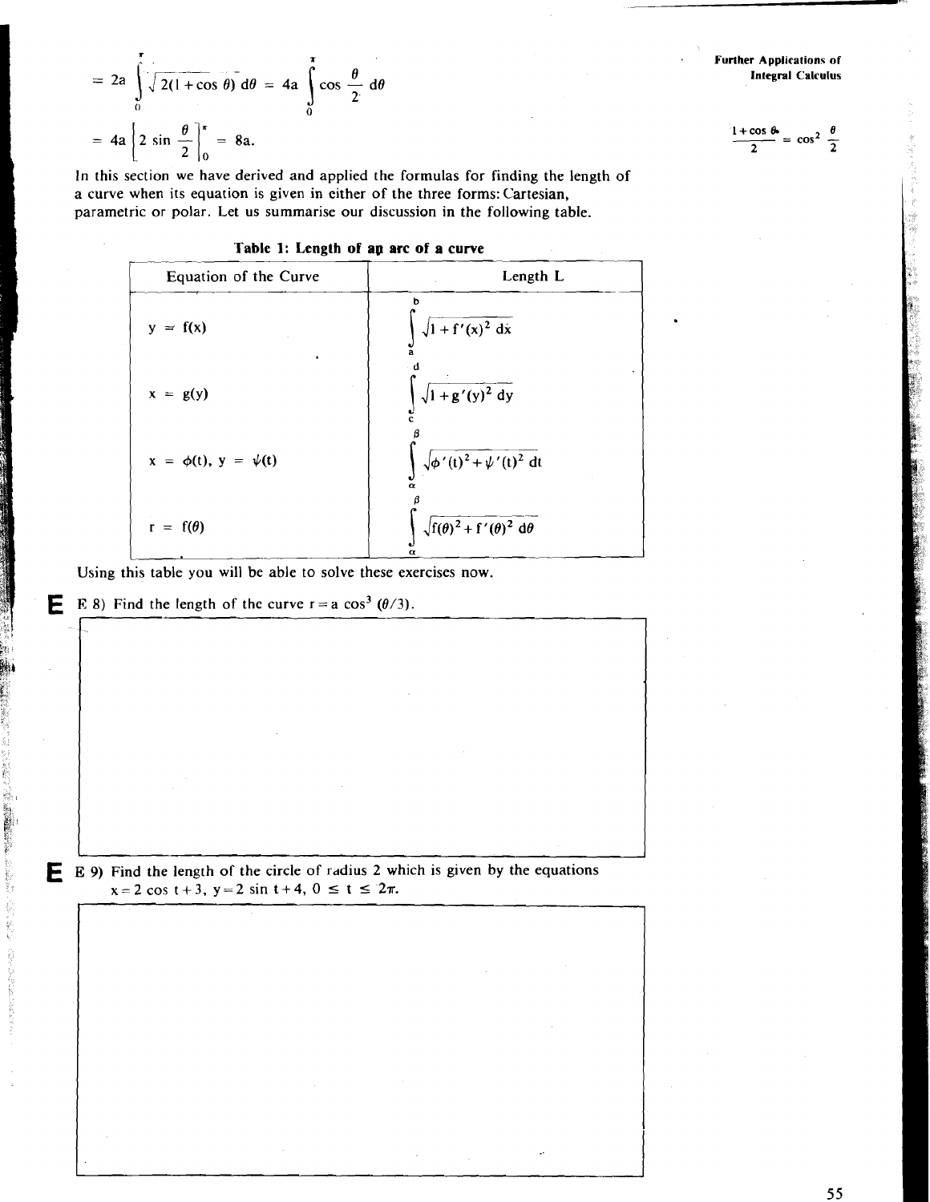$$= 2a \int_0^{\pi} \sqrt{2(1+\cos\theta)}\, d\theta = 4a \int_0^{\pi} \cos\frac{\theta}{2}\, d\theta$$

$$= 4a \left[2 \sin \frac{\theta}{2}\right]_0^{\pi} = 8a.$$

$$\frac{1+\cos\theta}{2} = \cos^2\frac{\theta}{2}$$

In this section we have derived and applied the formulas for finding the length of a curve when its equation is given in either of the three forms: Cartesian, parametric or polar. Let us summarise our discussion in the following table.

**Table 1: Length of an arc of a curve**

| Equation of the Curve | Length L |
|---|---|
| $y = f(x)$ | $\int_a^b \sqrt{1+f'(x)^2}\, dx$ |
| $x = g(y)$ | $\int_c^d \sqrt{1+g'(y)^2}\, dy$ |
| $x = \phi(t),\ y = \psi(t)$ | $\int_\alpha^\beta \sqrt{\phi'(t)^2+\psi'(t)^2}\, dt$ |
| $r = f(\theta)$ | $\int_\alpha^\beta \sqrt{f(\theta)^2+f'(\theta)^2}\, d\theta$ |

Using this table you will be able to solve these exercises now.

**E 8)** Find the length of the curve $r = a\cos^3(\theta/3)$.

**E 9)** Find the length of the circle of radius 2 which is given by the equations $x = 2\cos t + 3$, $y = 2\sin t + 4$, $0 \le t \le 2\pi$.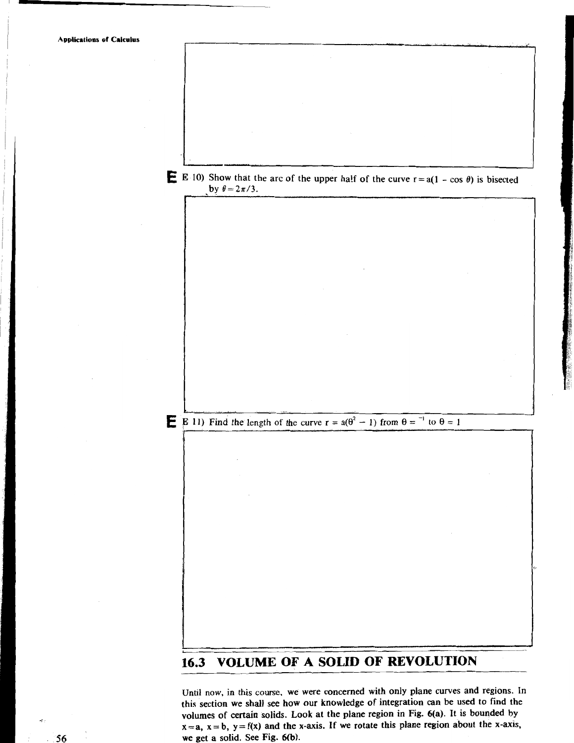E 10) Show that the arc of the upper half of the curve $r = a(1 - \cos\theta)$ is bisected by $\theta = 2\pi/3$.

E 11) Find the length of the curve $r = a(\theta^2 - 1)$ from $\theta = ^{-1}$ to $\theta = 1$

## 16.3 VOLUME OF A SOLID OF REVOLUTION

Until now, in this course, we were concerned with only plane curves and regions. In this section we shall see how our knowledge of integration can be used to find the volumes of certain solids. Look at the plane region in Fig. 6(a). It is bounded by $x = a$, $x = b$, $y = f(x)$ and the x-axis. If we rotate this plane region about the x-axis, we get a solid. See Fig. 6(b).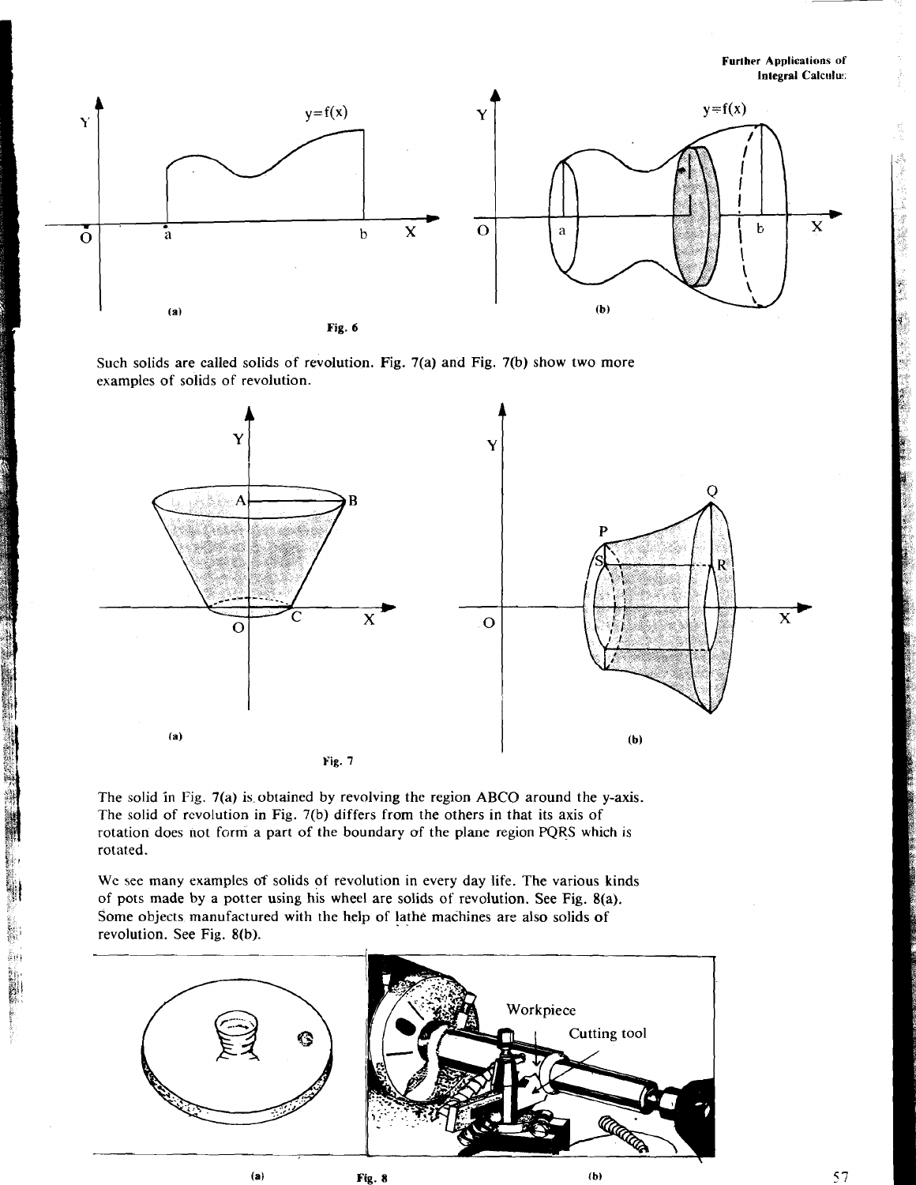Fig. 6

Such solids are called solids of revolution. Fig. 7(a) and Fig. 7(b) show two more examples of solids of revolution.

Fig. 7

The solid in Fig. 7(a) is obtained by revolving the region ABCO around the y-axis. The solid of revolution in Fig. 7(b) differs from the others in that its axis of rotation does not form a part of the boundary of the plane region PQRS which is rotated.

We see many examples of solids of revolution in every day life. The various kinds of pots made by a potter using his wheel are solids of revolution. See Fig. 8(a). Some objects manufactured with the help of lathe machines are also solids of revolution. See Fig. 8(b).

Fig. 8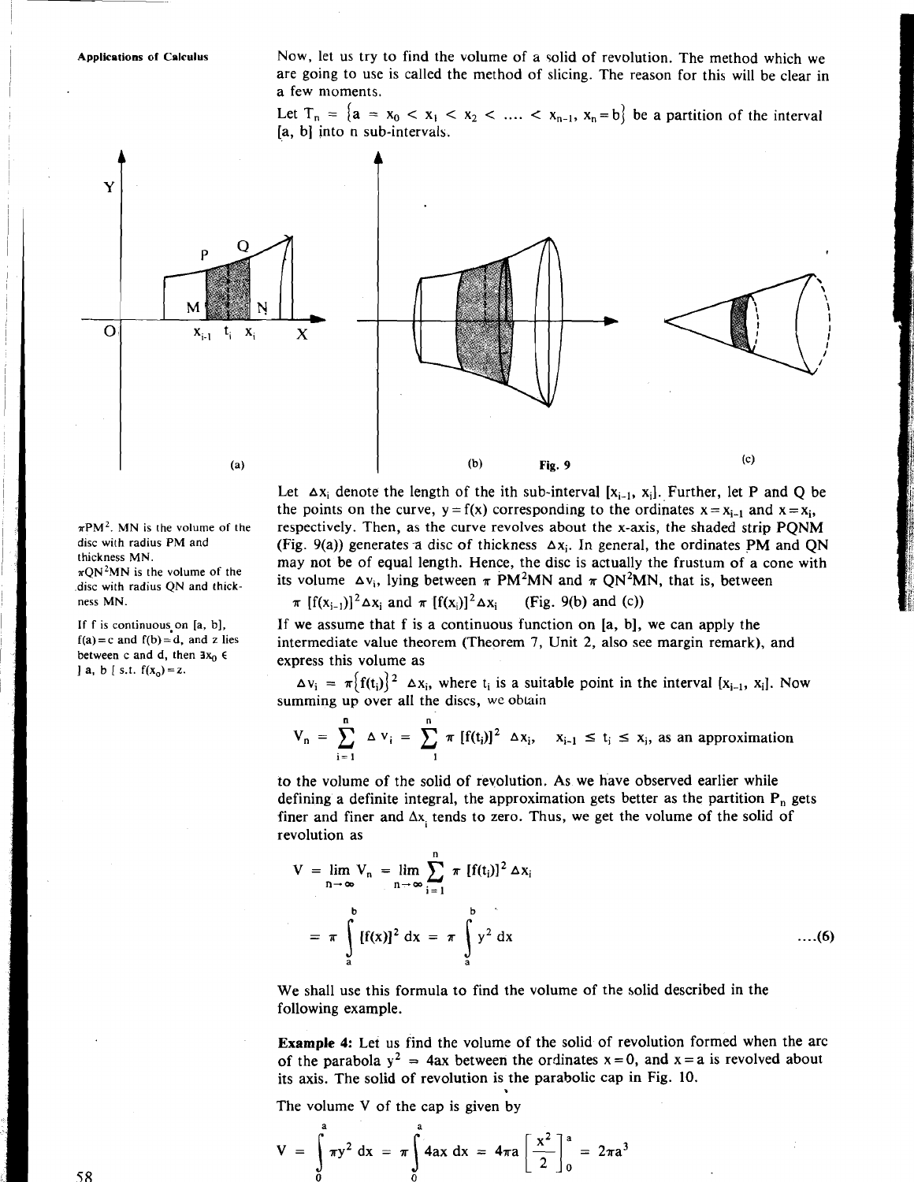Now, let us try to find the volume of a solid of revolution. The method which we are going to use is called the method of slicing. The reason for this will be clear in a few moments.

Let $T_n = \{a = x_0 < x_1 < x_2 < .... < x_{n-1}, x_n = b\}$ be a partition of the interval $[a, b]$ into n sub-intervals.

Fig. 9

Let $\Delta x_i$ denote the length of the ith sub-interval $[x_{i-1}, x_i]$. Further, let P and Q be the points on the curve, $y = f(x)$ corresponding to the ordinates $x = x_{i-1}$ and $x = x_i$, respectively. Then, as the curve revolves about the x-axis, the shaded strip PQNM (Fig. 9(a)) generates a disc of thickness $\Delta x_i$. In general, the ordinates PM and QN may not be of equal length. Hence, the disc is actually the frustum of a cone with its volume $\Delta v_i$, lying between $\pi\ PM^2MN$ and $\pi\ QN^2MN$, that is, between

$\pi\ [f(x_{i-1})]^2 \Delta x_i$ and $\pi\ [f(x_i)]^2 \Delta x_i$ (Fig. 9(b) and (c))

$\pi PM^2$. MN is the volume of the disc with radius PM and thickness MN.
$\pi QN^2MN$ is the volume of the disc with radius QN and thickness MN.

If we assume that f is a continuous function on $[a, b]$, we can apply the intermediate value theorem (Theorem 7, Unit 2, also see margin remark), and express this volume as

If f is continuous on $[a, b]$, $f(a) = c$ and $f(b) = d$, and z lies between c and d, then $\exists x_0 \in ]a, b[$ s.t. $f(x_0) = z$.

$\Delta v_i = \pi\{f(t_i)\}^2\ \Delta x_i$, where $t_i$ is a suitable point in the interval $[x_{i-1}, x_i]$. Now summing up over all the discs, we obtain

$$V_n = \sum_{i=1}^{n} \Delta v_i = \sum_{1}^{n} \pi\ [f(t_i)]^2\ \Delta x_i, \quad x_{i-1} \le t_i \le x_i, \text{ as an approximation}$$

to the volume of the solid of revolution. As we have observed earlier while defining a definite integral, the approximation gets better as the partition $P_n$ gets finer and finer and $\Delta x_i$ tends to zero. Thus, we get the volume of the solid of revolution as

$$V = \lim_{n\to\infty} V_n = \lim_{n\to\infty} \sum_{i=1}^{n} \pi\ [f(t_i)]^2 \Delta x_i$$

$$= \pi \int_a^b [f(x)]^2\ dx = \pi \int_a^b y^2\ dx \qquad ....(6)$$

We shall use this formula to find the volume of the solid described in the following example.

**Example 4:** Let us find the volume of the solid of revolution formed when the arc of the parabola $y^2 = 4ax$ between the ordinates $x = 0$, and $x = a$ is revolved about its axis. The solid of revolution is the parabolic cap in Fig. 10.

The volume V of the cap is given by

$$V = \int_0^a \pi y^2\ dx = \pi \int_0^a 4ax\ dx = 4\pi a \left[\frac{x^2}{2}\right]_0^a = 2\pi a^3$$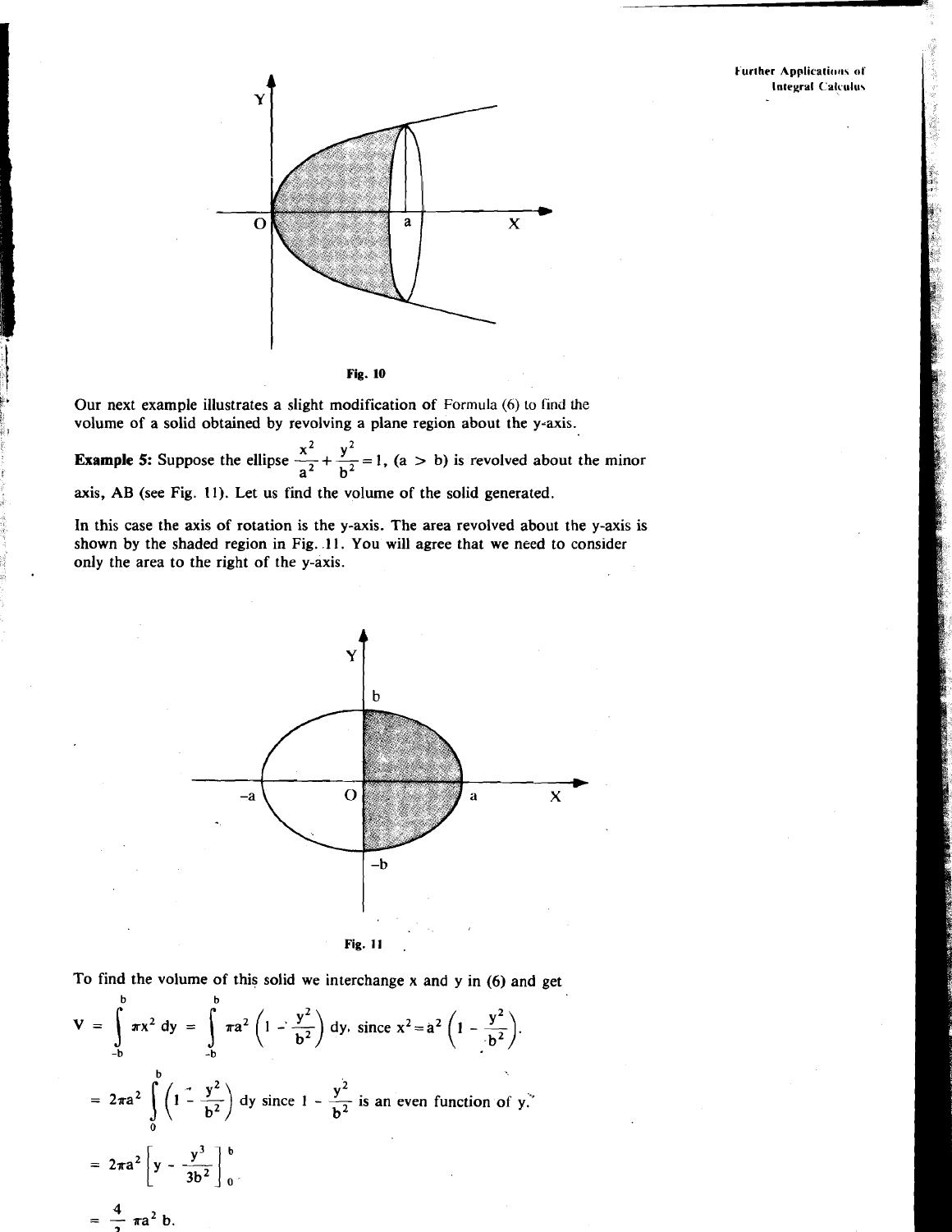Fig. 10

Our next example illustrates a slight modification of Formula (6) to find the volume of a solid obtained by revolving a plane region about the y-axis.

**Example 5:** Suppose the ellipse $\frac{x^2}{a^2}+\frac{y^2}{b^2}=1$, $(a > b)$ is revolved about the minor axis, AB (see Fig. 11). Let us find the volume of the solid generated.

In this case the axis of rotation is the y-axis. The area revolved about the y-axis is shown by the shaded region in Fig. 11. You will agree that we need to consider only the area to the right of the y-axis.

Fig. 11

To find the volume of this solid we interchange x and y in (6) and get

$$V = \int_{-b}^{b} \pi x^2 \, dy = \int_{-b}^{b} \pi a^2 \left(1 - \frac{y^2}{b^2}\right) dy, \text{ since } x^2 = a^2\left(1 - \frac{y^2}{b^2}\right).$$

$$= 2\pi a^2 \int_{0}^{b} \left(1 - \frac{y^2}{b^2}\right) dy \text{ since } 1 - \frac{y^2}{b^2} \text{ is an even function of } y.$$

$$= 2\pi a^2 \left[y - \frac{y^3}{3b^2}\right]_0^b$$

$$= \frac{4}{3}\pi a^2 b.$$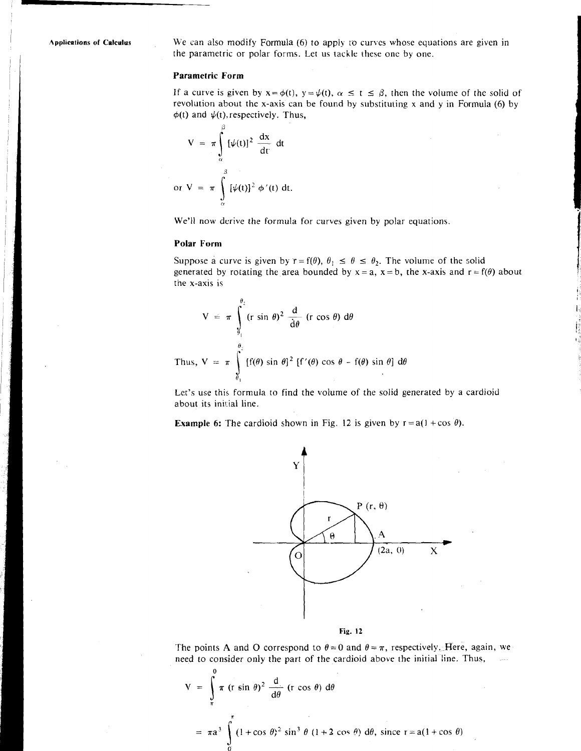We can also modify Formula (6) to apply to curves whose equations are given in the parametric or polar forms. Let us tackle these one by one.

**Parametric Form**

If a curve is given by $x = \phi(t)$, $y = \psi(t)$, $\alpha \leq t \leq \beta$, then the volume of the solid of revolution about the x-axis can be found by substituting x and y in Formula (6) by $\phi(t)$ and $\psi(t)$, respectively. Thus,

$$V = \pi \int_{\alpha}^{\beta} [\psi(t)]^2 \frac{dx}{dt} \, dt$$

$$\text{or } V = \pi \int_{\alpha}^{\beta} [\psi(t)]^2 \phi'(t) \, dt.$$

We'll now derive the formula for curves given by polar equations.

**Polar Form**

Suppose a curve is given by $r = f(\theta)$, $\theta_1 \leq \theta \leq \theta_2$. The volume of the solid generated by rotating the area bounded by $x = a$, $x = b$, the x-axis and $r = f(\theta)$ about the x-axis is

$$V = \pi \int_{\theta_1}^{\theta_2} (r \sin \theta)^2 \frac{d}{d\theta} (r \cos \theta) \, d\theta$$

$$\text{Thus, } V = \pi \int_{\theta_1}^{\theta_2} [f(\theta) \sin \theta]^2 \, [f'(\theta) \cos \theta - f(\theta) \sin \theta] \, d\theta$$

Let's use this formula to find the volume of the solid generated by a cardioid about its initial line.

**Example 6:** The cardioid shown in Fig. 12 is given by $r = a(1 + \cos \theta)$.

Fig. 12

The points A and O correspond to $\theta = 0$ and $\theta = \pi$, respectively. Here, again, we need to consider only the part of the cardioid above the initial line. Thus,

$$V = \int_{\pi}^{0} \pi (r \sin \theta)^2 \frac{d}{d\theta} (r \cos \theta) \, d\theta$$

$$= \pi a^3 \int_{0}^{\pi} (1 + \cos \theta)^2 \sin^3 \theta \, (1 + 2 \cos \theta) \, d\theta, \text{ since } r = a(1 + \cos \theta)$$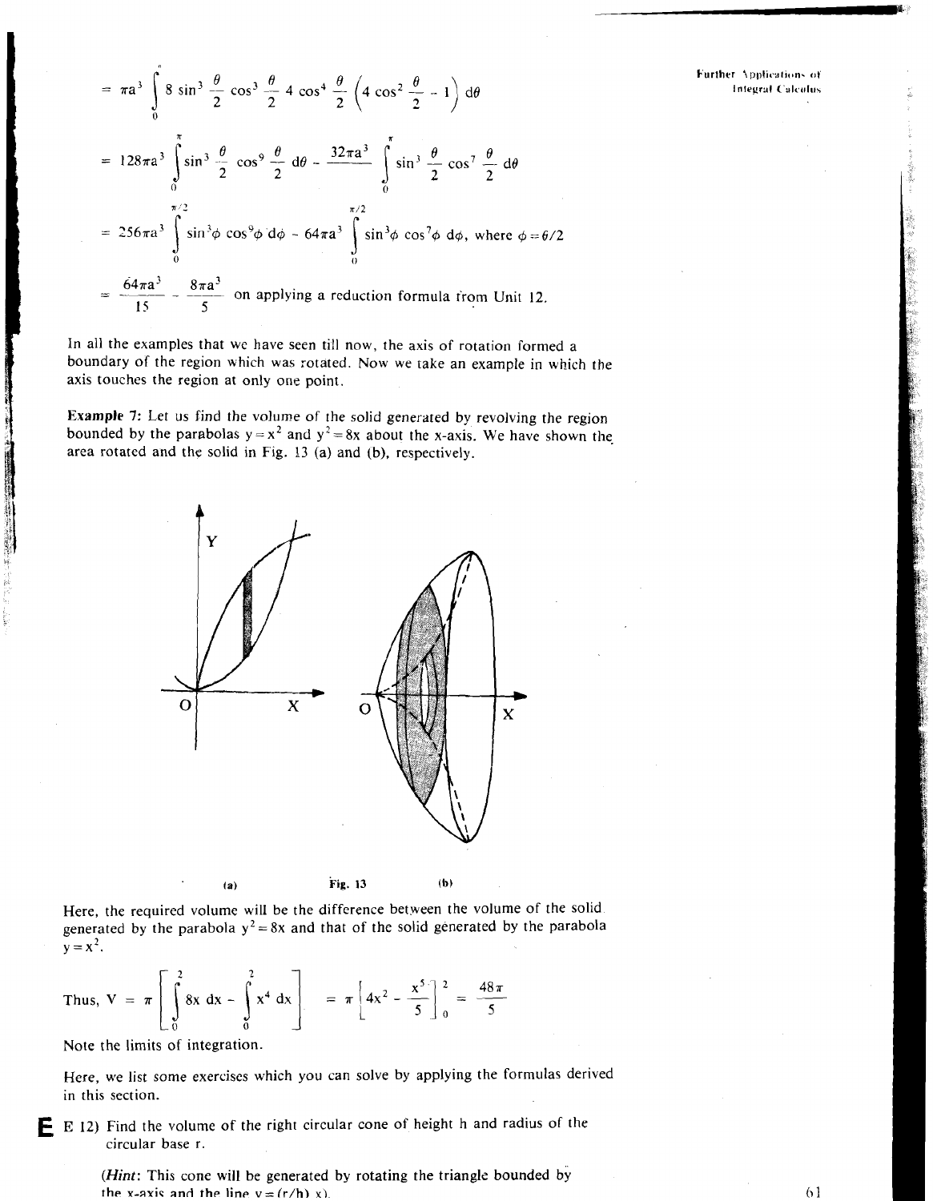$$= \pi a^3 \int_0^{\pi} 8 \sin^3 \frac{\theta}{2} \cos^3 \frac{\theta}{2} \, 4 \cos^4 \frac{\theta}{2} \left(4 \cos^2 \frac{\theta}{2} - 1\right) d\theta$$

$$= 128\pi a^3 \int_0^{\pi} \sin^3 \frac{\theta}{2} \cos^9 \frac{\theta}{2} \, d\theta - \frac{32\pi a^3}{} \int_0^{\pi} \sin^3 \frac{\theta}{2} \cos^7 \frac{\theta}{2} \, d\theta$$

$$= 256\pi a^3 \int_0^{\pi/2} \sin^3\phi \cos^9\phi \, d\phi - 64\pi a^3 \int_0^{\pi/2} \sin^3\phi \cos^7\phi \, d\phi, \text{ where } \phi = \theta/2$$

$$= \frac{64\pi a^3}{15} - \frac{8\pi a^3}{5} \text{ on applying a reduction formula from Unit 12.}$$

In all the examples that we have seen till now, the axis of rotation formed a boundary of the region which was rotated. Now we take an example in which the axis touches the region at only one point.

**Example 7:** Let us find the volume of the solid generated by revolving the region bounded by the parabolas $y = x^2$ and $y^2 = 8x$ about the x-axis. We have shown the area rotated and the solid in Fig. 13 (a) and (b), respectively.

(a) Fig. 13 (b)

Here, the required volume will be the difference between the volume of the solid generated by the parabola $y^2 = 8x$ and that of the solid generated by the parabola $y = x^2$.

$$\text{Thus, } V = \pi \left[ \int_0^2 8x \, dx - \int_0^2 x^4 \, dx \right] = \pi \left[ 4x^2 - \frac{x^5}{5} \right]_0^2 = \frac{48\pi}{5}$$

Note the limits of integration.

Here, we list some exercises which you can solve by applying the formulas derived in this section.

**E 12)** Find the volume of the right circular cone of height h and radius of the circular base r.

(*Hint*: This cone will be generated by rotating the triangle bounded by the x-axis and the line $y = (r/h)\, x$).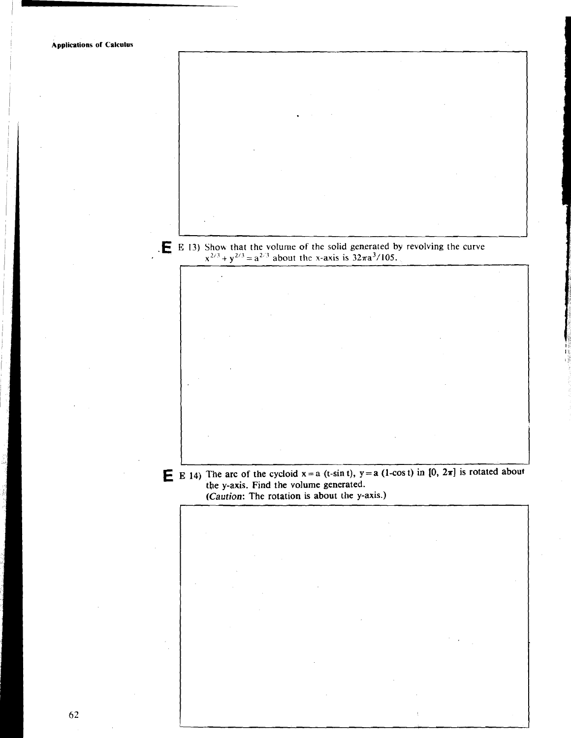**E** E 13) Show that the volume of the solid generated by revolving the curve $x^{2/3} + y^{2/3} = a^{2/3}$ about the x-axis is $32\pi a^3/105$.

**E** E 14) The arc of the cycloid $x = a$ $(t-\sin t)$, $y = a$ $(1-\cos t)$ in $[0, 2\pi]$ is rotated about the y-axis. Find the volume generated.

(*Caution*: The rotation is about the y-axis.)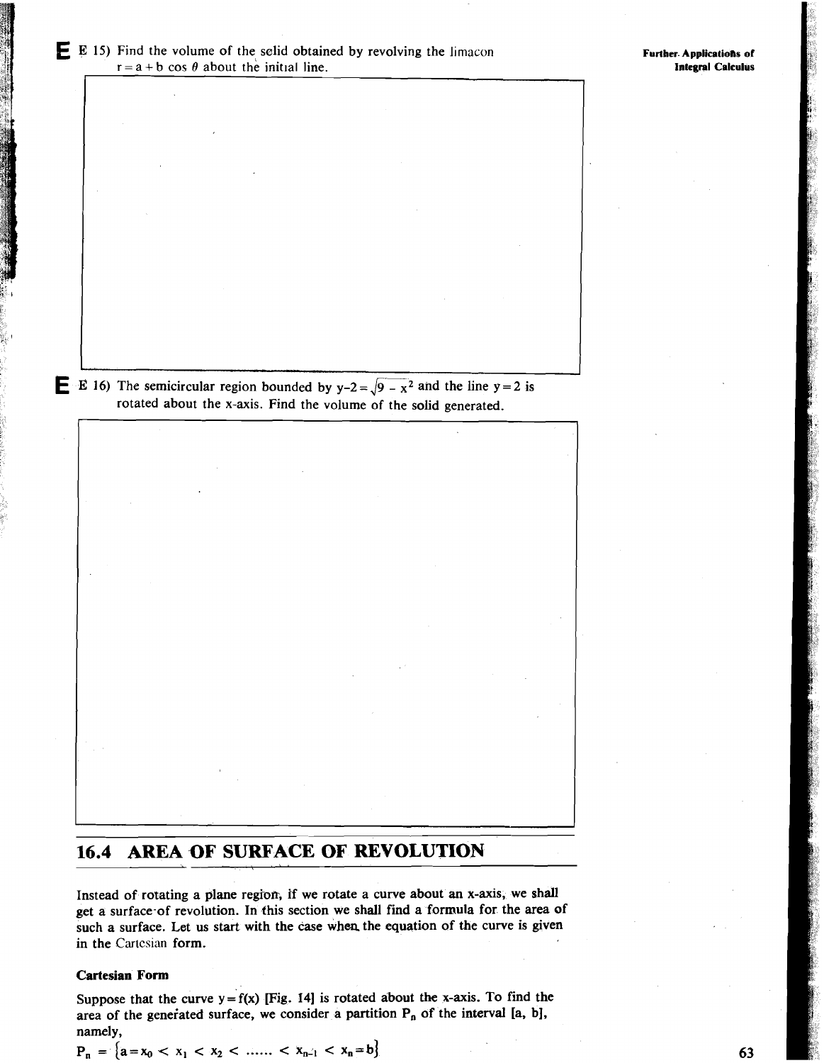E 15) Find the volume of the solid obtained by revolving the limacon $r = a + b \cos \theta$ about the initial line.

E 16) The semicircular region bounded by $y-2 = \sqrt{9 - x^2}$ and the line $y = 2$ is rotated about the x-axis. Find the volume of the solid generated.

## 16.4 AREA OF SURFACE OF REVOLUTION

Instead of rotating a plane region, if we rotate a curve about an x-axis, we shall get a surface of revolution. In this section we shall find a formula for the area of such a surface. Let us start with the case when the equation of the curve is given in the Cartesian form.

**Cartesian Form**

Suppose that the curve $y = f(x)$ [Fig. 14] is rotated about the x-axis. To find the area of the generated surface, we consider a partition $P_n$ of the interval $[a, b]$, namely,

$P_n = \{a = x_0 < x_1 < x_2 < \ldots\ldots < x_{n-1} < x_n = b\}$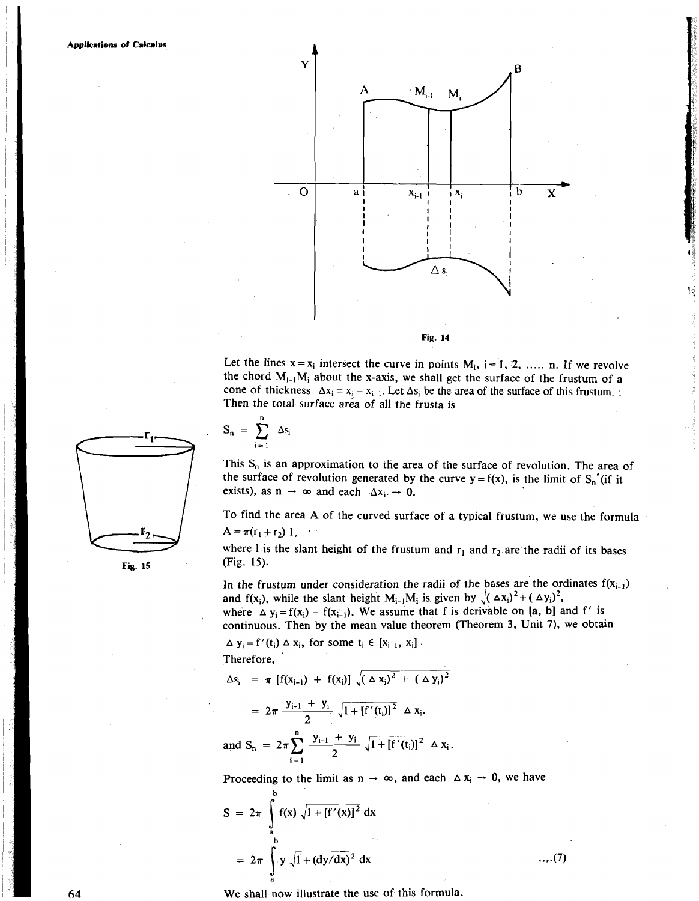Fig. 14

Let the lines $x = x_i$ intersect the curve in points $M_i$, $i = 1, 2, \ldots, n$. If we revolve the chord $M_{i-1}M_i$ about the x-axis, we shall get the surface of the frustum of a cone of thickness $\Delta x_i = x_i - x_{i-1}$. Let $\Delta s_i$ be the area of the surface of this frustum. Then the total surface area of all the frusta is

$$S_n = \sum_{i=1}^{n} \Delta s_i$$

This $S_n$ is an approximation to the area of the surface of revolution. The area of the surface of revolution generated by the curve $y = f(x)$, is the limit of $S_n$ (if it exists), as $n \to \infty$ and each $\Delta x_i \to 0$.

To find the area A of the curved surface of a typical frustum, we use the formula $A = \pi(r_1 + r_2)\, l$,
where $l$ is the slant height of the frustum and $r_1$ and $r_2$ are the radii of its bases (Fig. 15).

Fig. 15

In the frustum under consideration the radii of the bases are the ordinates $f(x_{i-1})$ and $f(x_i)$, while the slant height $M_{i-1}M_i$ is given by $\sqrt{(\Delta x_i)^2 + (\Delta y_i)^2}$, where $\Delta y_i = f(x_i) - f(x_{i-1})$. We assume that f is derivable on [a, b] and $f'$ is continuous. Then by the mean value theorem (Theorem 3, Unit 7), we obtain

$\Delta y_i = f'(t_i)\, \Delta x_i$, for some $t_i \in [x_{i-1}, x_i]$.

Therefore,

$$\Delta s_i = \pi\, [f(x_{i-1}) + f(x_i)]\, \sqrt{(\Delta x_i)^2 + (\Delta y_i)^2}$$

$$= 2\pi \frac{y_{i-1} + y_i}{2} \sqrt{1 + [f'(t_i)]^2}\ \Delta x_i.$$

and $$S_n = 2\pi \sum_{i=1}^{n} \frac{y_{i-1} + y_i}{2} \sqrt{1 + [f'(t_i)]^2}\ \Delta x_i.$$

Proceeding to the limit as $n \to \infty$, and each $\Delta x_i \to 0$, we have

$$S = 2\pi \int_a^b f(x) \sqrt{1 + [f'(x)]^2}\, dx$$

$$= 2\pi \int_a^b y \sqrt{1 + (dy/dx)^2}\, dx \qquad \ldots(7)$$

We shall now illustrate the use of this formula.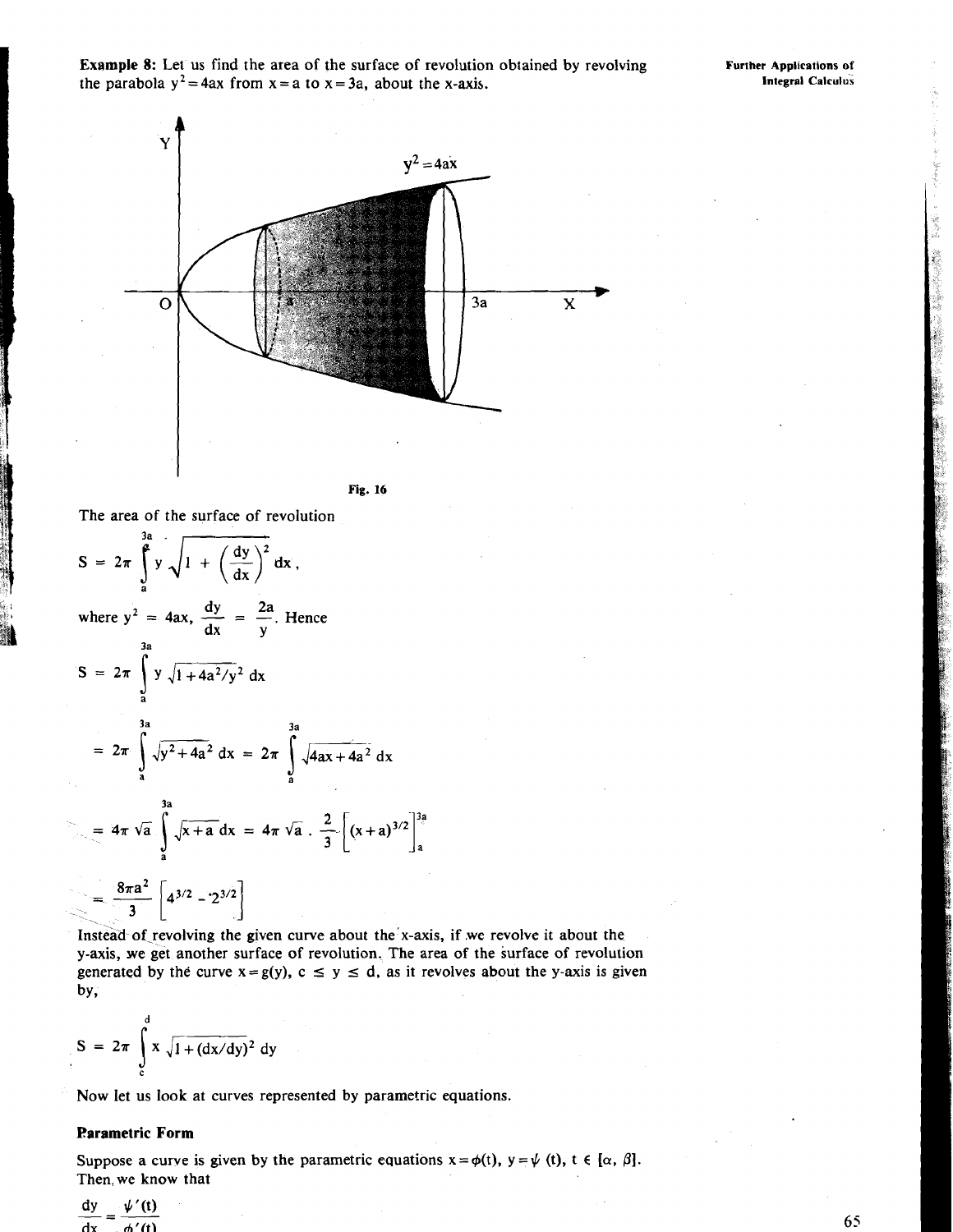**Example 8:** Let us find the area of the surface of revolution obtained by revolving the parabola $y^2 = 4ax$ from $x = a$ to $x = 3a$, about the x-axis.

Fig. 16

The area of the surface of revolution

$$S = 2\pi \int_a^{3a} y \sqrt{1 + \left(\frac{dy}{dx}\right)^2}\, dx,$$

where $y^2 = 4ax$, $\dfrac{dy}{dx} = \dfrac{2a}{y}$. Hence

$$S = 2\pi \int_a^{3a} y \sqrt{1 + 4a^2/y^2}\, dx$$

$$= 2\pi \int_a^{3a} \sqrt{y^2 + 4a^2}\, dx = 2\pi \int_a^{3a} \sqrt{4ax + 4a^2}\, dx$$

$$= 4\pi \sqrt{a} \int_a^{3a} \sqrt{x+a}\, dx = 4\pi \sqrt{a} \cdot \frac{2}{3}\left[(x+a)^{3/2}\right]_a^{3a}$$

$$= \frac{8\pi a^2}{3}\left[4^{3/2} - 2^{3/2}\right]$$

Instead of revolving the given curve about the x-axis, if we revolve it about the y-axis, we get another surface of revolution. The area of the surface of revolution generated by the curve $x = g(y)$, $c \leq y \leq d$, as it revolves about the y-axis is given by,

$$S = 2\pi \int_c^d x \sqrt{1 + (dx/dy)^2}\, dy$$

Now let us look at curves represented by parametric equations.

**Parametric Form**

Suppose a curve is given by the parametric equations $x = \phi(t)$, $y = \psi(t)$, $t \in [\alpha, \beta]$. Then we know that

$$\frac{dy}{dx} = \frac{\psi'(t)}{\phi'(t)}$$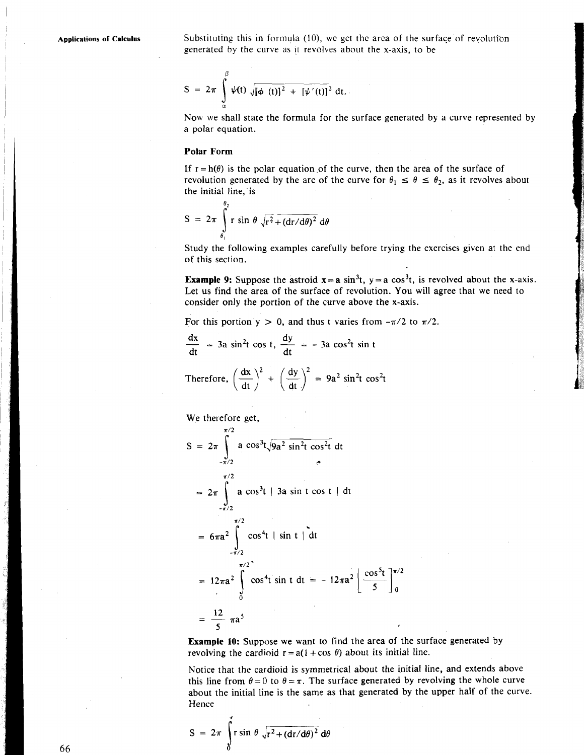Substituting this in formula (10), we get the area of the surface of revolution generated by the curve as it revolves about the x-axis, to be

$$S = 2\pi \int_{\alpha}^{\beta} \psi(t) \sqrt{[\phi(t)]^2 + [\psi'(t)]^2}\, dt.$$

Now we shall state the formula for the surface generated by a curve represented by a polar equation.

**Polar Form**

If $r = h(\theta)$ is the polar equation of the curve, then the area of the surface of revolution generated by the arc of the curve for $\theta_1 \leq \theta \leq \theta_2$, as it revolves about the initial line, is

$$S = 2\pi \int_{\theta_1}^{\theta_2} r \sin\theta \sqrt{r^2 + (dr/d\theta)^2}\, d\theta$$

Study the following examples carefully before trying the exercises given at the end of this section.

**Example 9:** Suppose the astroid $x = a\sin^3 t$, $y = a\cos^3 t$, is revolved about the x-axis. Let us find the area of the surface of revolution. You will agree that we need to consider only the portion of the curve above the x-axis.

For this portion $y > 0$, and thus t varies from $-\pi/2$ to $\pi/2$.

$$\frac{dx}{dt} = 3a\sin^2 t\cos t, \quad \frac{dy}{dt} = -3a\cos^2 t\sin t$$

Therefore, $\left(\frac{dx}{dt}\right)^2 + \left(\frac{dy}{dt}\right)^2 = 9a^2\sin^2 t\cos^2 t$

We therefore get,

$$S = 2\pi \int_{-\pi/2}^{\pi/2} a\cos^3 t\sqrt{9a^2\sin^2 t\cos^2 t}\, dt$$

$$= 2\pi \int_{-\pi/2}^{\pi/2} a\cos^3 t \mid 3a\sin t\cos t \mid dt$$

$$= 6\pi a^2 \int_{-\pi/2}^{\pi/2} \cos^4 t \mid \sin t \mid dt$$

$$= 12\pi a^2 \int_{0}^{\pi/2} \cos^4 t\sin t\, dt = -12\pi a^2 \left[\frac{\cos^5 t}{5}\right]_0^{\pi/2}$$

$$= \frac{12}{5}\pi a^5$$

**Example 10:** Suppose we want to find the area of the surface generated by revolving the cardioid $r = a(1 + \cos\theta)$ about its initial line.

Notice that the cardioid is symmetrical about the initial line, and extends above this line from $\theta = 0$ to $\theta = \pi$. The surface generated by revolving the whole curve about the initial line is the same as that generated by the upper half of the curve. Hence

$$S = 2\pi \int_{0}^{\pi} r\sin\theta \sqrt{r^2 + (dr/d\theta)^2}\, d\theta$$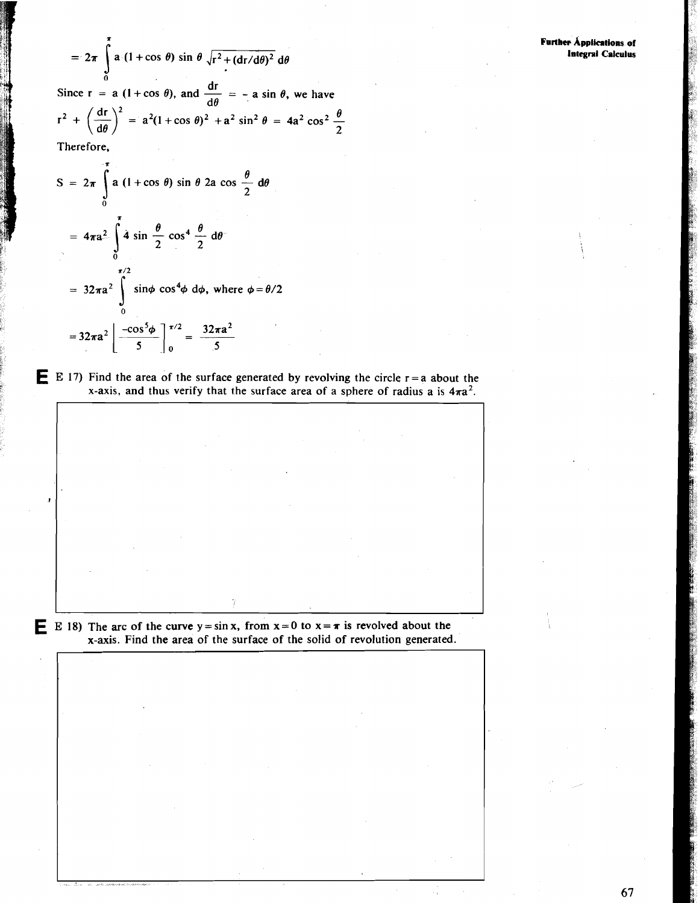$$= 2\pi \int_0^\pi a\,(1+\cos\theta)\sin\theta\,\sqrt{r^2+(dr/d\theta)^2}\,d\theta$$

Since $r = a\,(1+\cos\theta)$, and $\frac{dr}{d\theta} = -a\sin\theta$, we have

$$r^2 + \left(\frac{dr}{d\theta}\right)^2 = a^2(1+\cos\theta)^2 + a^2\sin^2\theta = 4a^2\cos^2\frac{\theta}{2}$$

Therefore,

$$S = 2\pi \int_0^\pi a\,(1+\cos\theta)\sin\theta\; 2a\cos\frac{\theta}{2}\,d\theta$$

$$= 4\pi a^2 \int_0^\pi 4\sin\frac{\theta}{2}\cos^4\frac{\theta}{2}\,d\theta$$

$$= 32\pi a^2 \int_0^{\pi/2} \sin\phi\cos^4\phi\,d\phi, \text{ where } \phi = \theta/2$$

$$= 32\pi a^2 \left[\frac{-\cos^5\phi}{5}\right]_0^{\pi/2} = \frac{32\pi a^2}{5}$$

**E 17)** Find the area of the surface generated by revolving the circle $r = a$ about the x-axis, and thus verify that the surface area of a sphere of radius a is $4\pi a^2$.

**E 18)** The arc of the curve $y = \sin x$, from $x = 0$ to $x = \pi$ is revolved about the x-axis. Find the area of the surface of the solid of revolution generated.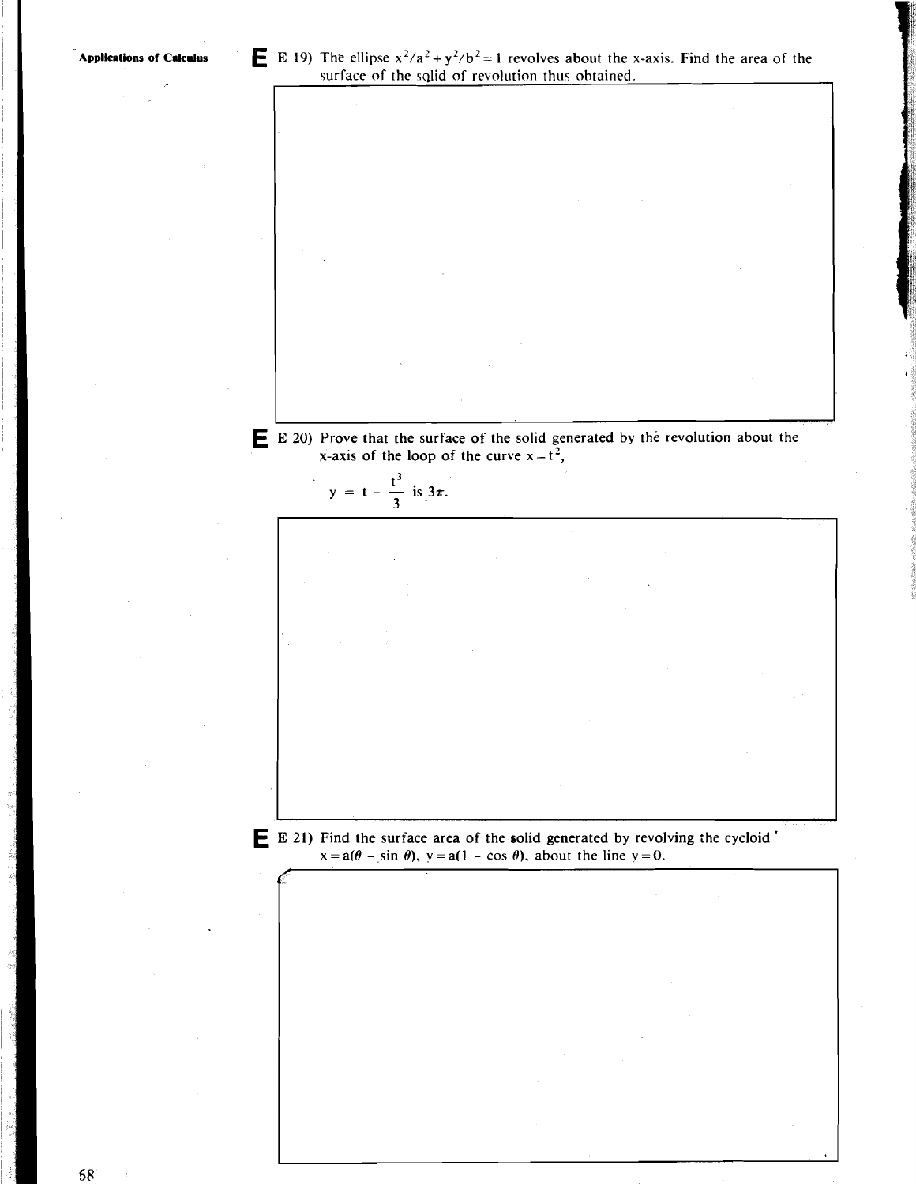**E** E 19) The ellipse $x^2/a^2 + y^2/b^2 = 1$ revolves about the x-axis. Find the area of the surface of the solid of revolution thus obtained.

**E** E 20) Prove that the surface of the solid generated by the revolution about the x-axis of the loop of the curve $x = t^2$,

$$y = t - \frac{t^3}{3} \text{ is } 3\pi.$$

**E** E 21) Find the surface area of the solid generated by revolving the cycloid $x = a(\theta - \sin\theta)$, $y = a(1 - \cos\theta)$, about the line $y = 0$.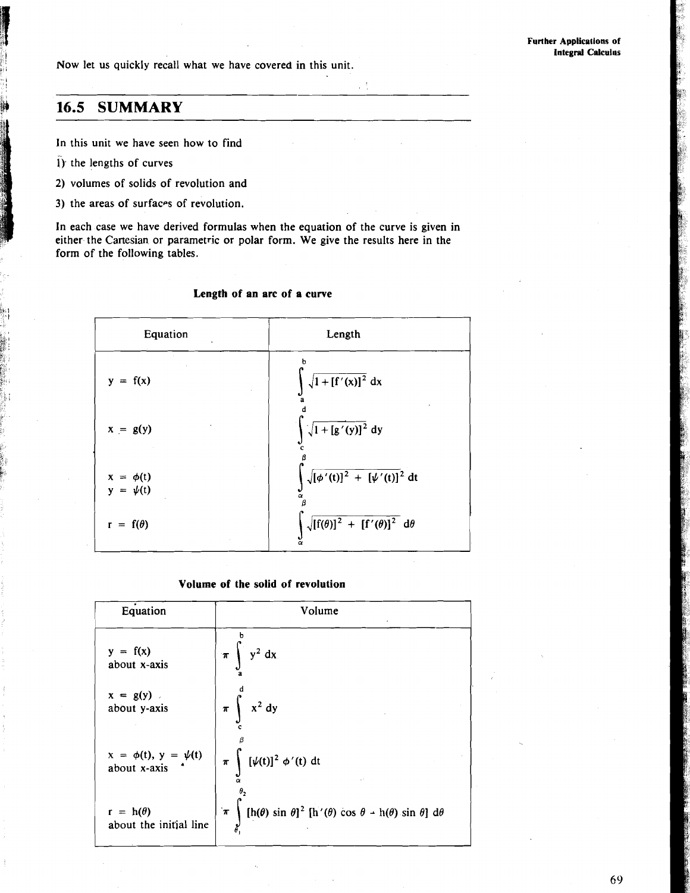Now let us quickly recall what we have covered in this unit.

## 16.5 SUMMARY

In this unit we have seen how to find

1) the lengths of curves
2) volumes of solids of revolution and
3) the areas of surfaces of revolution.

In each case we have derived formulas when the equation of the curve is given in either the Cartesian or parametric or polar form. We give the results here in the form of the following tables.

**Length of an arc of a curve**

| Equation | Length |
|---|---|
| $y = f(x)$ | $\int_a^b \sqrt{1 + [f'(x)]^2}\, dx$ |
| $x = g(y)$ | $\int_c^d \sqrt{1 + [g'(y)]^2}\, dy$ |
| $x = \phi(t)$ <br> $y = \psi(t)$ | $\int_\alpha^\beta \sqrt{[\phi'(t)]^2 + [\psi'(t)]^2}\, dt$ |
| $r = f(\theta)$ | $\int_\alpha^\beta \sqrt{[f(\theta)]^2 + [f'(\theta)]^2}\, d\theta$ |

**Volume of the solid of revolution**

| Equation | Volume |
|---|---|
| $y = f(x)$ <br> about x-axis | $\pi \int_a^b y^2\, dx$ |
| $x = g(y)$ <br> about y-axis | $\pi \int_c^d x^2\, dy$ |
| $x = \phi(t)$, $y = \psi(t)$ <br> about x-axis | $\pi \int_\alpha^\beta [\psi(t)]^2\, \phi'(t)\, dt$ |
| $r = h(\theta)$ <br> about the initial line | $\pi \int_{\theta_1}^{\theta_2} [h(\theta) \sin \theta]^2\, [h'(\theta) \cos \theta - h(\theta) \sin \theta]\, d\theta$ |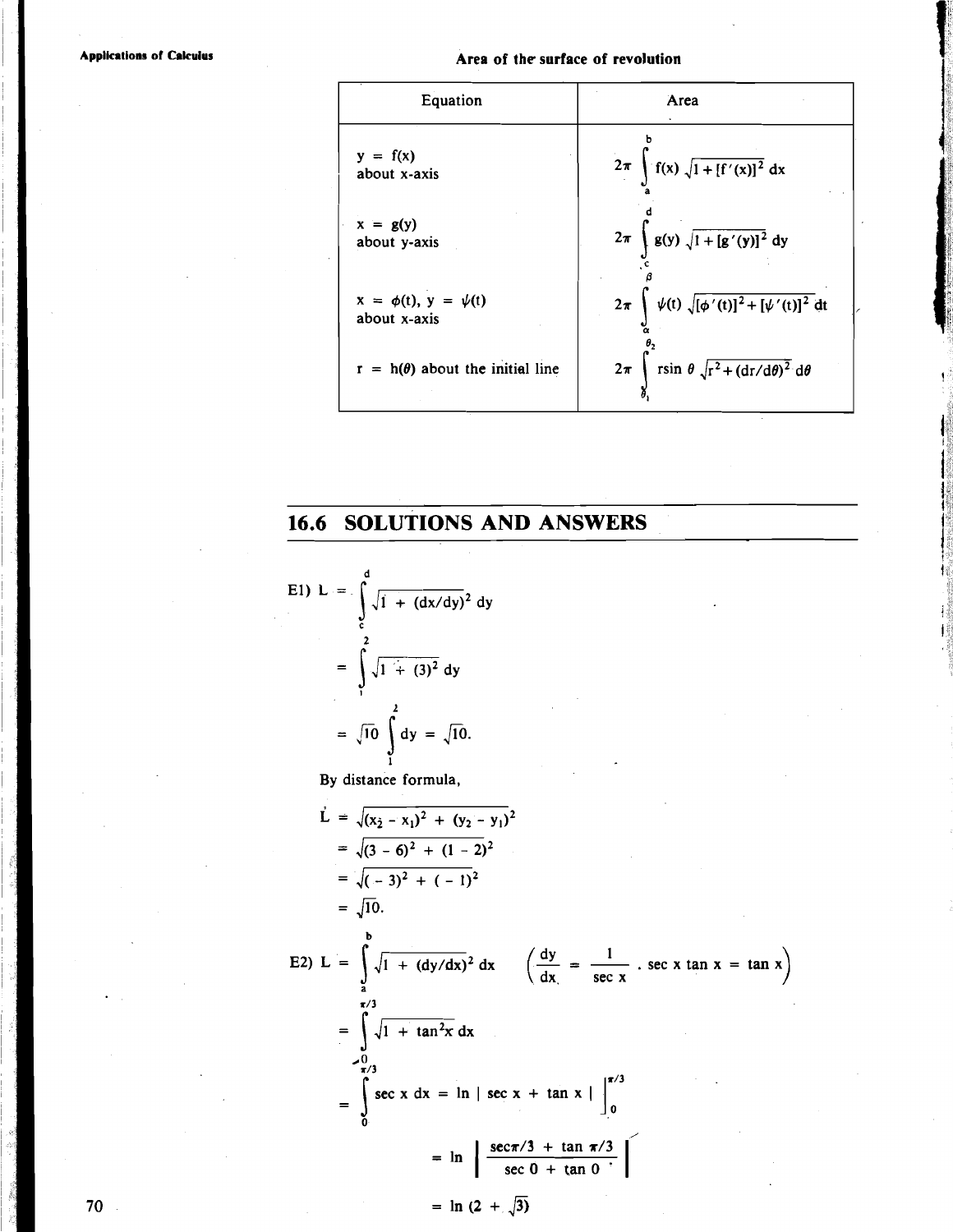**Area of the surface of revolution**

| Equation | Area |
|---|---|
| $y = f(x)$ about x-axis | $2\pi \int_a^b f(x) \sqrt{1 + [f'(x)]^2}\, dx$ |
| $x = g(y)$ about y-axis | $2\pi \int_c^d g(y) \sqrt{1 + [g'(y)]^2}\, dy$ |
| $x = \phi(t)$, $y = \psi(t)$ about x-axis | $2\pi \int_\alpha^\beta \psi(t) \sqrt{[\phi'(t)]^2 + [\psi'(t)]^2}\, dt$ |
| $r = h(\theta)$ about the initial line | $2\pi \int_{\theta_1}^{\theta_2} r \sin\theta \sqrt{r^2 + (dr/d\theta)^2}\, d\theta$ |

## 16.6 SOLUTIONS AND ANSWERS

E1) $$L = \int_c^d \sqrt{1 + (dx/dy)^2}\, dy$$

$$= \int_1^2 \sqrt{1 + (3)^2}\, dy$$

$$= \sqrt{10} \int_1^2 dy = \sqrt{10}.$$

By distance formula,

$$L = \sqrt{(x_2 - x_1)^2 + (y_2 - y_1)^2}$$

$$= \sqrt{(3 - 6)^2 + (1 - 2)^2}$$

$$= \sqrt{(-3)^2 + (-1)^2}$$

$$= \sqrt{10}.$$

E2) $$L = \int_a^b \sqrt{1 + (dy/dx)^2}\, dx \qquad \left(\frac{dy}{dx} = \frac{1}{\sec x} \cdot \sec x \tan x = \tan x\right)$$

$$= \int_0^{\pi/3} \sqrt{1 + \tan^2 x}\, dx$$

$$= \int_0^{\pi/3} \sec x\, dx = \ln|\sec x + \tan x| \Big|_0^{\pi/3}$$

$$= \ln\left|\frac{\sec \pi/3 + \tan \pi/3}{\sec 0 + \tan 0}\right|$$

$$= \ln(2 + \sqrt{3})$$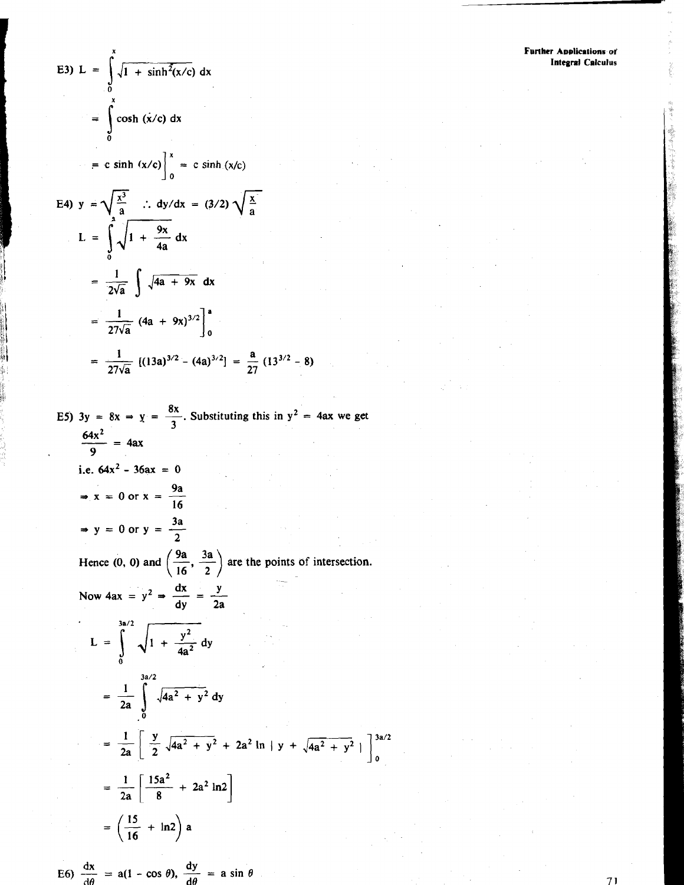E3) $L = \int_0^x \sqrt{1 + \sinh^2(x/c)}\, dx$

$= \int_0^x \cosh(x/c)\, dx$

$= c \sinh(x/c)\Big]_0^x = c \sinh(x/c)$

E4) $y = \sqrt{\frac{x^3}{a}} \quad \therefore\ dy/dx = (3/2)\sqrt{\frac{x}{a}}$

$L = \int_0^a \sqrt{1 + \frac{9x}{4a}}\, dx$

$= \frac{1}{2\sqrt{a}} \int \sqrt{4a + 9x}\, dx$

$= \frac{1}{27\sqrt{a}} (4a + 9x)^{3/2}\Big]_0^a$

$= \frac{1}{27\sqrt{a}} [(13a)^{3/2} - (4a)^{3/2}] = \frac{a}{27}(13^{3/2} - 8)$

E5) $3y = 8x \Rightarrow y = \frac{8x}{3}$. Substituting this in $y^2 = 4ax$ we get

$\frac{64x^2}{9} = 4ax$

i.e. $64x^2 - 36ax = 0$

$\Rightarrow x = 0$ or $x = \frac{9a}{16}$

$\Rightarrow y = 0$ or $y = \frac{3a}{2}$

Hence $(0, 0)$ and $\left(\frac{9a}{16}, \frac{3a}{2}\right)$ are the points of intersection.

Now $4ax = y^2 \Rightarrow \frac{dx}{dy} = \frac{y}{2a}$

$L = \int_0^{3a/2} \sqrt{1 + \frac{y^2}{4a^2}}\, dy$

$= \frac{1}{2a} \int_0^{3a/2} \sqrt{4a^2 + y^2}\, dy$

$= \frac{1}{2a} \left[ \frac{y}{2}\sqrt{4a^2 + y^2} + 2a^2 \ln | y + \sqrt{4a^2 + y^2} | \right]_0^{3a/2}$

$= \frac{1}{2a} \left[ \frac{15a^2}{8} + 2a^2 \ln 2 \right]$

$= \left( \frac{15}{16} + \ln 2 \right) a$

E6) $\frac{dx}{d\theta} = a(1 - \cos\theta), \quad \frac{dy}{d\theta} = a \sin\theta$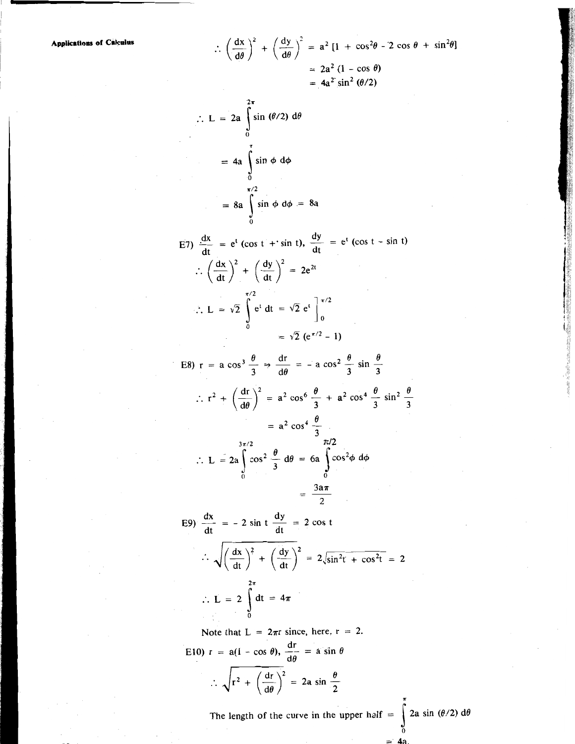$$\therefore \left(\frac{dx}{d\theta}\right)^2 + \left(\frac{dy}{d\theta}\right)^2 = a^2 [1 + \cos^2\theta - 2\cos\theta + \sin^2\theta]$$

$$= 2a^2 (1 - \cos\theta)$$

$$= 4a^2 \sin^2 (\theta/2)$$

$$\therefore L = 2a \int_0^{2\pi} \sin(\theta/2)\, d\theta$$

$$= 4a \int_0^{\pi} \sin\phi\, d\phi$$

$$= 8a \int_0^{\pi/2} \sin\phi\, d\phi = 8a$$

E7) $\dfrac{dx}{dt} = e^t (\cos t + \sin t)$, $\dfrac{dy}{dt} = e^t (\cos t - \sin t)$

$$\therefore \left(\frac{dx}{dt}\right)^2 + \left(\frac{dy}{dt}\right)^2 = 2e^{2t}$$

$$\therefore L = \sqrt{2} \int_0^{\pi/2} e^t\, dt = \sqrt{2}\, e^t \Big]_0^{\pi/2}$$

$$= \sqrt{2}\,(e^{\pi/2} - 1)$$

E8) $r = a\cos^3 \dfrac{\theta}{3} \Rightarrow \dfrac{dr}{d\theta} = -a\cos^2 \dfrac{\theta}{3} \sin\dfrac{\theta}{3}$

$$\therefore r^2 + \left(\frac{dr}{d\theta}\right)^2 = a^2 \cos^6 \frac{\theta}{3} + a^2 \cos^4 \frac{\theta}{3} \sin^2 \frac{\theta}{3}$$

$$= a^2 \cos^4 \frac{\theta}{3}$$

$$\therefore L = 2a \int_0^{3\pi/2} \cos^2 \frac{\theta}{3}\, d\theta = 6a \int_0^{\pi/2} \cos^2\phi\, d\phi$$

$$= \frac{3a\pi}{2}$$

E9) $\dfrac{dx}{dt} = -2\sin t$ $\dfrac{dy}{dt} = 2\cos t$

$$\therefore \sqrt{\left(\frac{dx}{dt}\right)^2 + \left(\frac{dy}{dt}\right)^2} = 2\sqrt{\sin^2 t + \cos^2 t} = 2$$

$$\therefore L = 2 \int_0^{2\pi} dt = 4\pi$$

Note that $L = 2\pi r$ since, here, $r = 2$.

E10) $r = a(1 - \cos\theta)$, $\dfrac{dr}{d\theta} = a\sin\theta$

$$\therefore \sqrt{r^2 + \left(\frac{dr}{d\theta}\right)^2} = 2a\sin\frac{\theta}{2}$$

The length of the curve in the upper half $= \displaystyle\int_0^{\pi} 2a\sin(\theta/2)\, d\theta$

$= 4a.$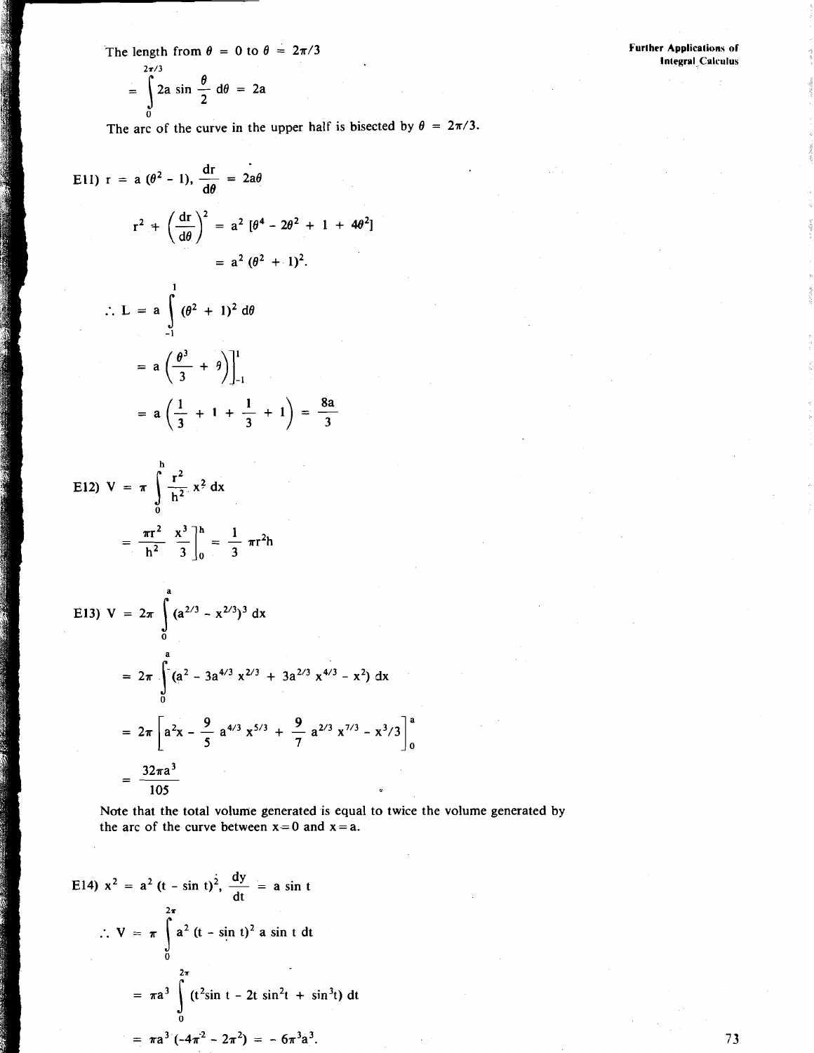The length from $\theta = 0$ to $\theta = 2\pi/3$

$$= \int_0^{2\pi/3} 2a \sin \frac{\theta}{2} \, d\theta = 2a$$

The arc of the curve in the upper half is bisected by $\theta = 2\pi/3$.

E11) $r = a(\theta^2 - 1), \dfrac{dr}{d\theta} = 2a\theta$

$$r^2 + \left(\frac{dr}{d\theta}\right)^2 = a^2 [\theta^4 - 2\theta^2 + 1 + 4\theta^2]$$

$$= a^2 (\theta^2 + 1)^2.$$

$$\therefore L = a \int_{-1}^{1} (\theta^2 + 1)^2 \, d\theta$$

$$= a\left(\frac{\theta^3}{3} + \theta\right)\Bigg]_{-1}^{1}$$

$$= a\left(\frac{1}{3} + 1 + \frac{1}{3} + 1\right) = \frac{8a}{3}$$

E12) $V = \pi \displaystyle\int_0^h \frac{r^2}{h^2} x^2 \, dx$

$$= \frac{\pi r^2}{h^2} \frac{x^3}{3}\Bigg]_0^h = \frac{1}{3} \pi r^2 h$$

E13) $V = 2\pi \displaystyle\int_0^a (a^{2/3} - x^{2/3})^3 \, dx$

$$= 2\pi \int_0^a (a^2 - 3a^{4/3} x^{2/3} + 3a^{2/3} x^{4/3} - x^2) \, dx$$

$$= 2\pi \left[a^2 x - \frac{9}{5} a^{4/3} x^{5/3} + \frac{9}{7} a^{2/3} x^{7/3} - x^3/3\right]_0^a$$

$$= \frac{32\pi a^3}{105}$$

Note that the total volume generated is equal to twice the volume generated by the arc of the curve between $x = 0$ and $x = a$.

E14) $x^2 = a^2 (t - \sin t)^2, \dfrac{dy}{dt} = a \sin t$

$$\therefore V = \pi \int_0^{2\pi} a^2 (t - \sin t)^2 \, a \sin t \, dt$$

$$= \pi a^3 \int_0^{2\pi} (t^2 \sin t - 2t \sin^2 t + \sin^3 t) \, dt$$

$$= \pi a^3 (-4\pi^2 - 2\pi^2) = -6\pi^3 a^3.$$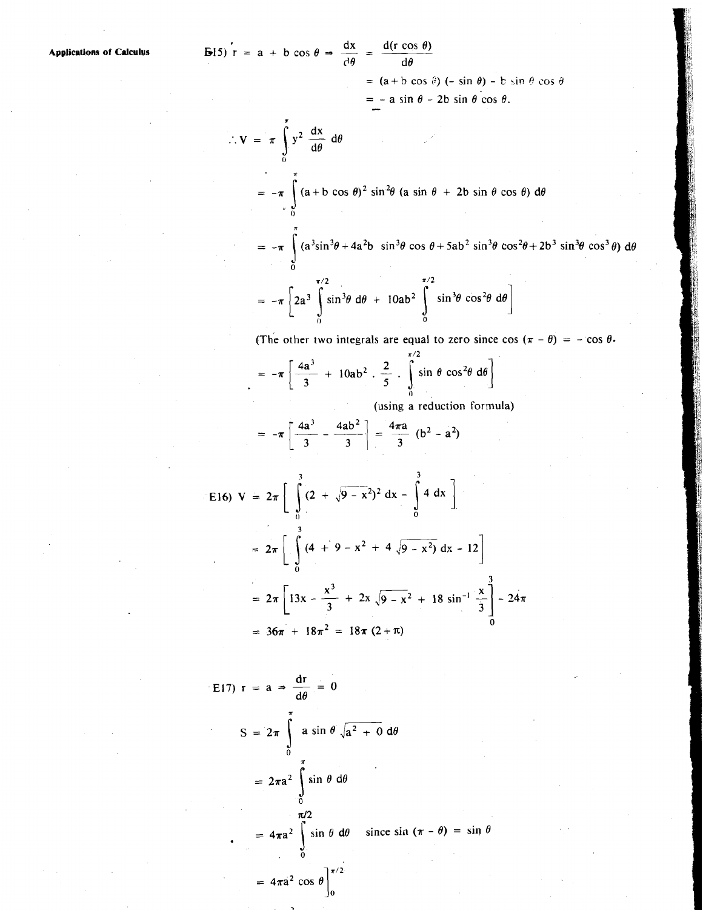E15) $r = a + b\cos\theta \Rightarrow \frac{dx}{d\theta} = \frac{d(r\cos\theta)}{d\theta}$

$$= (a + b\cos\theta)(-\sin\theta) - b\sin\theta\cos\theta$$

$$= -a\sin\theta - 2b\sin\theta\cos\theta.$$

$$\therefore V = \pi\int_0^\pi y^2 \frac{dx}{d\theta}\, d\theta$$

$$= -\pi\int_0^\pi (a + b\cos\theta)^2 \sin^2\theta\,(a\sin\theta + 2b\sin\theta\cos\theta)\, d\theta$$

$$= -\pi\int_0^\pi (a^3\sin^3\theta + 4a^2b\sin^3\theta\cos\theta + 5ab^2\sin^3\theta\cos^2\theta + 2b^3\sin^3\theta\cos^3\theta)\, d\theta$$

$$= -\pi\left[2a^3\int_0^{\pi/2}\sin^3\theta\, d\theta + 10ab^2\int_0^{\pi/2}\sin^3\theta\cos^2\theta\, d\theta\right]$$

(The other two integrals are equal to zero since $\cos(\pi - \theta) = -\cos\theta$.

$$= -\pi\left[\frac{4a^3}{3} + 10ab^2 \cdot \frac{2}{5} \cdot \int_0^{\pi/2}\sin\theta\cos^2\theta\, d\theta\right]$$

(using a reduction formula)

$$= -\pi\left[\frac{4a^3}{3} - \frac{4ab^2}{3}\right] = \frac{4\pi a}{3}(b^2 - a^2)$$

E16) $V = 2\pi\left[\int_0^3 (2 + \sqrt{9 - x^2})^2\, dx - \int_0^3 4\, dx\right]$

$$= 2\pi\left[\int_0^3 (4 + 9 - x^2 + 4\sqrt{9 - x^2})\, dx - 12\right]$$

$$= 2\pi\left[13x - \frac{x^3}{3} + 2x\sqrt{9 - x^2} + 18\sin^{-1}\frac{x}{3}\right]_0^3 - 24\pi$$

$$= 36\pi + 18\pi^2 = 18\pi(2 + \pi)$$

E17) $r = a \Rightarrow \frac{dr}{d\theta} = 0$

$$S = 2\pi\int_0^\pi a\sin\theta\sqrt{a^2 + 0}\, d\theta$$

$$= 2\pi a^2\int_0^\pi \sin\theta\, d\theta$$

$$= 4\pi a^2\int_0^{\pi/2}\sin\theta\, d\theta \quad \text{since } \sin(\pi - \theta) = \sin\theta$$

$$= 4\pi a^2 \cos\theta\Big]_0^{\pi/2}$$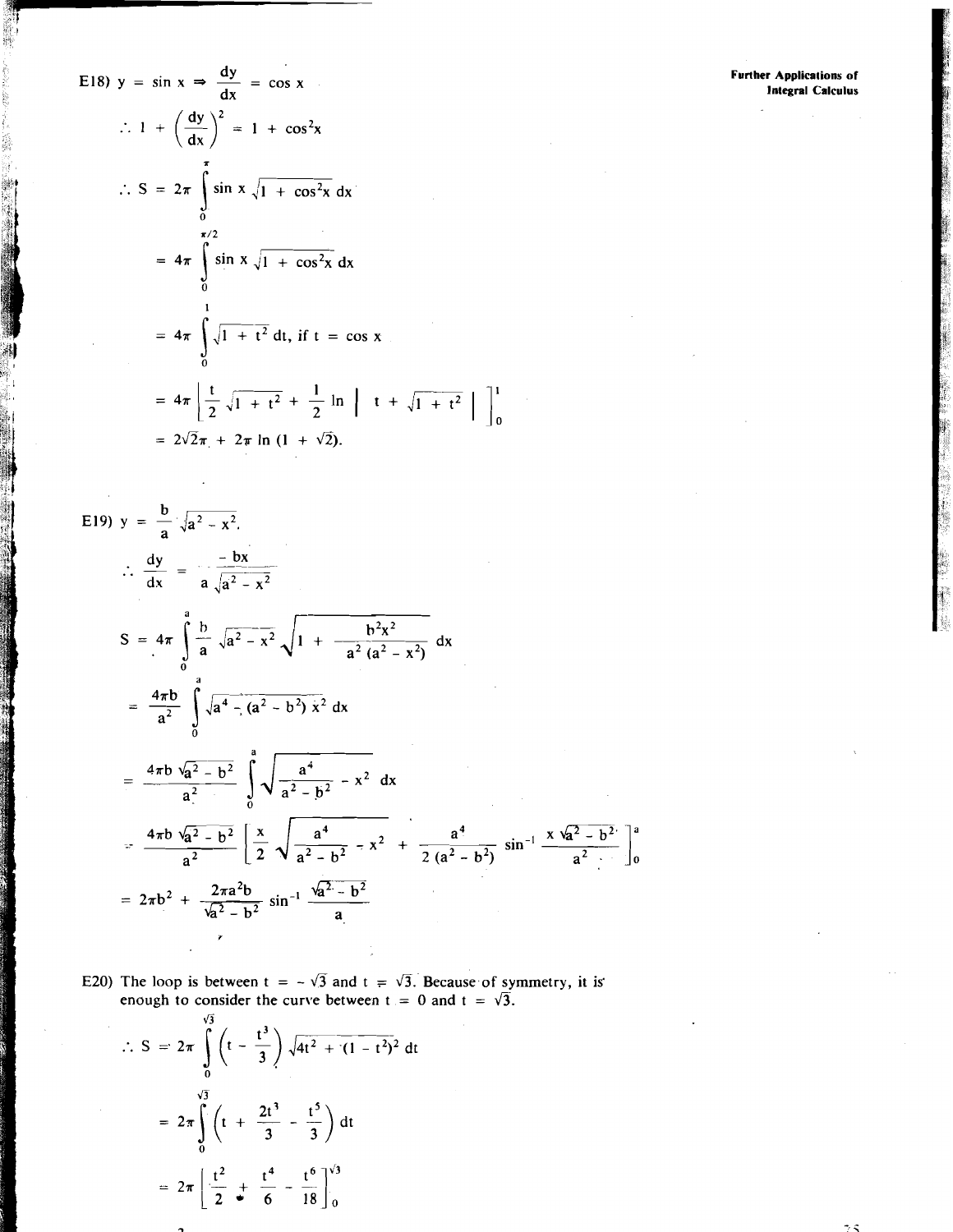E18) $y = \sin x \Rightarrow \frac{dy}{dx} = \cos x$

$$\therefore 1 + \left(\frac{dy}{dx}\right)^2 = 1 + \cos^2 x$$

$$\therefore S = 2\pi \int_0^{\pi} \sin x \sqrt{1 + \cos^2 x}\, dx$$

$$= 4\pi \int_0^{\pi/2} \sin x \sqrt{1 + \cos^2 x}\, dx$$

$$= 4\pi \int_0^1 \sqrt{1 + t^2}\, dt, \text{ if } t = \cos x$$

$$= 4\pi \left[ \frac{t}{2}\sqrt{1 + t^2} + \frac{1}{2} \ln \left| t + \sqrt{1 + t^2} \right| \right]_0^1$$

$$= 2\sqrt{2}\pi + 2\pi \ln (1 + \sqrt{2}).$$

E19) $y = \frac{b}{a}\sqrt{a^2 - x^2}.$

$$\therefore \frac{dy}{dx} = \frac{-bx}{a\sqrt{a^2 - x^2}}$$

$$S = 4\pi \int_0^a \frac{b}{a}\sqrt{a^2 - x^2} \sqrt{1 + \frac{b^2x^2}{a^2(a^2 - x^2)}}\, dx$$

$$= \frac{4\pi b}{a^2} \int_0^a \sqrt{a^4 - (a^2 - b^2)x^2}\, dx$$

$$= \frac{4\pi b\sqrt{a^2 - b^2}}{a^2} \int_0^a \sqrt{\frac{a^4}{a^2 - b^2} - x^2}\, dx$$

$$= \frac{4\pi b\sqrt{a^2 - b^2}}{a^2} \left[ \frac{x}{2}\sqrt{\frac{a^4}{a^2 - b^2} - x^2} + \frac{a^4}{2(a^2 - b^2)} \sin^{-1} \frac{x\sqrt{a^2 - b^2}}{a^2} \right]_0^a$$

$$= 2\pi b^2 + \frac{2\pi a^2 b}{\sqrt{a^2 - b^2}} \sin^{-1} \frac{\sqrt{a^2 - b^2}}{a}$$

E20) The loop is between $t = -\sqrt{3}$ and $t = \sqrt{3}$. Because of symmetry, it is enough to consider the curve between $t = 0$ and $t = \sqrt{3}$.

$$\therefore S = 2\pi \int_0^{\sqrt{3}} \left(t - \frac{t^3}{3}\right) \sqrt{4t^2 + (1 - t^2)^2}\, dt$$

$$= 2\pi \int_0^{\sqrt{3}} \left(t + \frac{2t^3}{3} - \frac{t^5}{3}\right) dt$$

$$= 2\pi \left[ \frac{t^2}{2} + \frac{t^4}{6} - \frac{t^6}{18} \right]_0^{\sqrt{3}}$$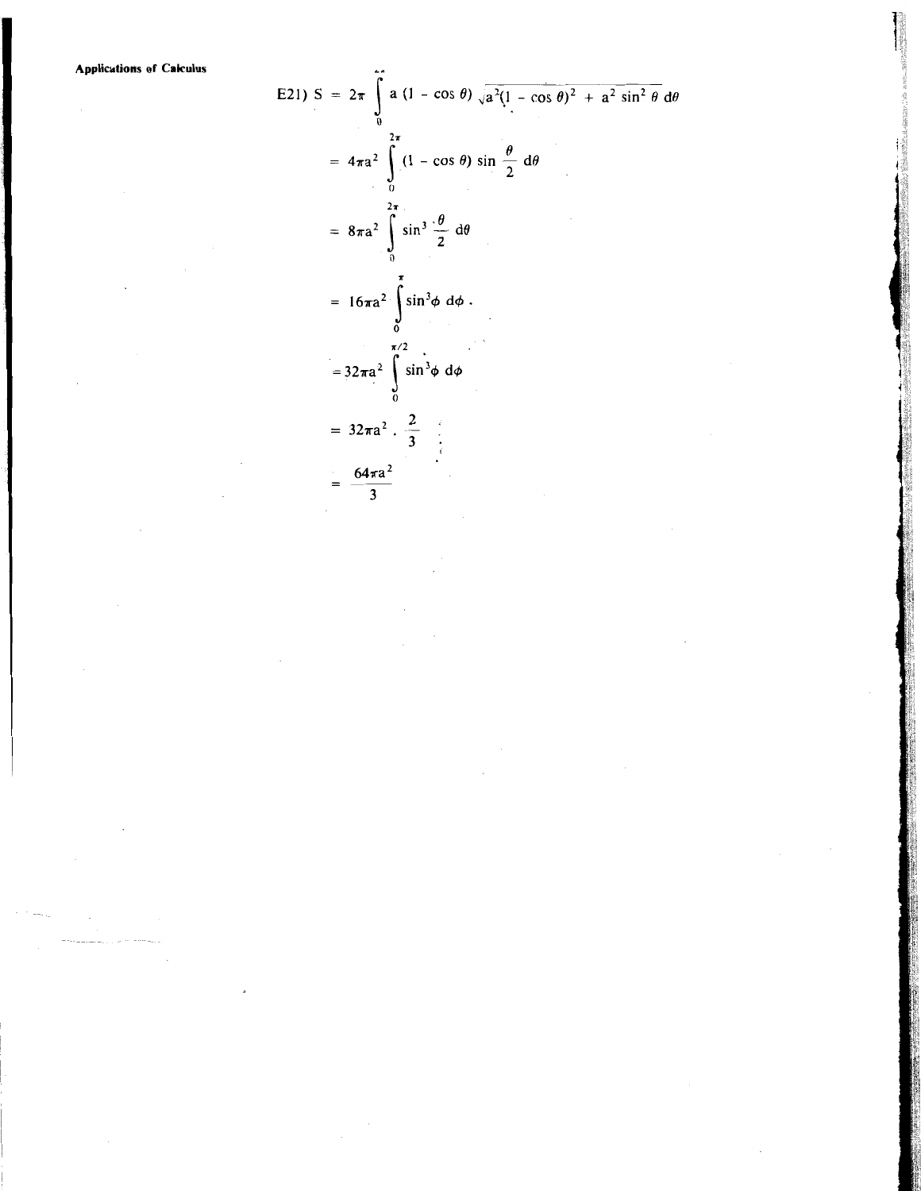E21) $$S = 2\pi \int_0^{2\pi} a(1 - \cos\theta)\sqrt{a^2(1 - \cos\theta)^2 + a^2\sin^2\theta}\, d\theta$$

$$= 4\pi a^2 \int_0^{2\pi} (1 - \cos\theta)\sin\frac{\theta}{2}\, d\theta$$

$$= 8\pi a^2 \int_0^{2\pi} \sin^3\frac{\theta}{2}\, d\theta$$

$$= 16\pi a^2 \int_0^{\pi} \sin^3\phi\, d\phi\,.$$

$$= 32\pi a^2 \int_0^{\pi/2} \sin^3\phi\, d\phi$$

$$= 32\pi a^2 \cdot \frac{2}{3}$$

$$= \frac{64\pi a^2}{3}$$